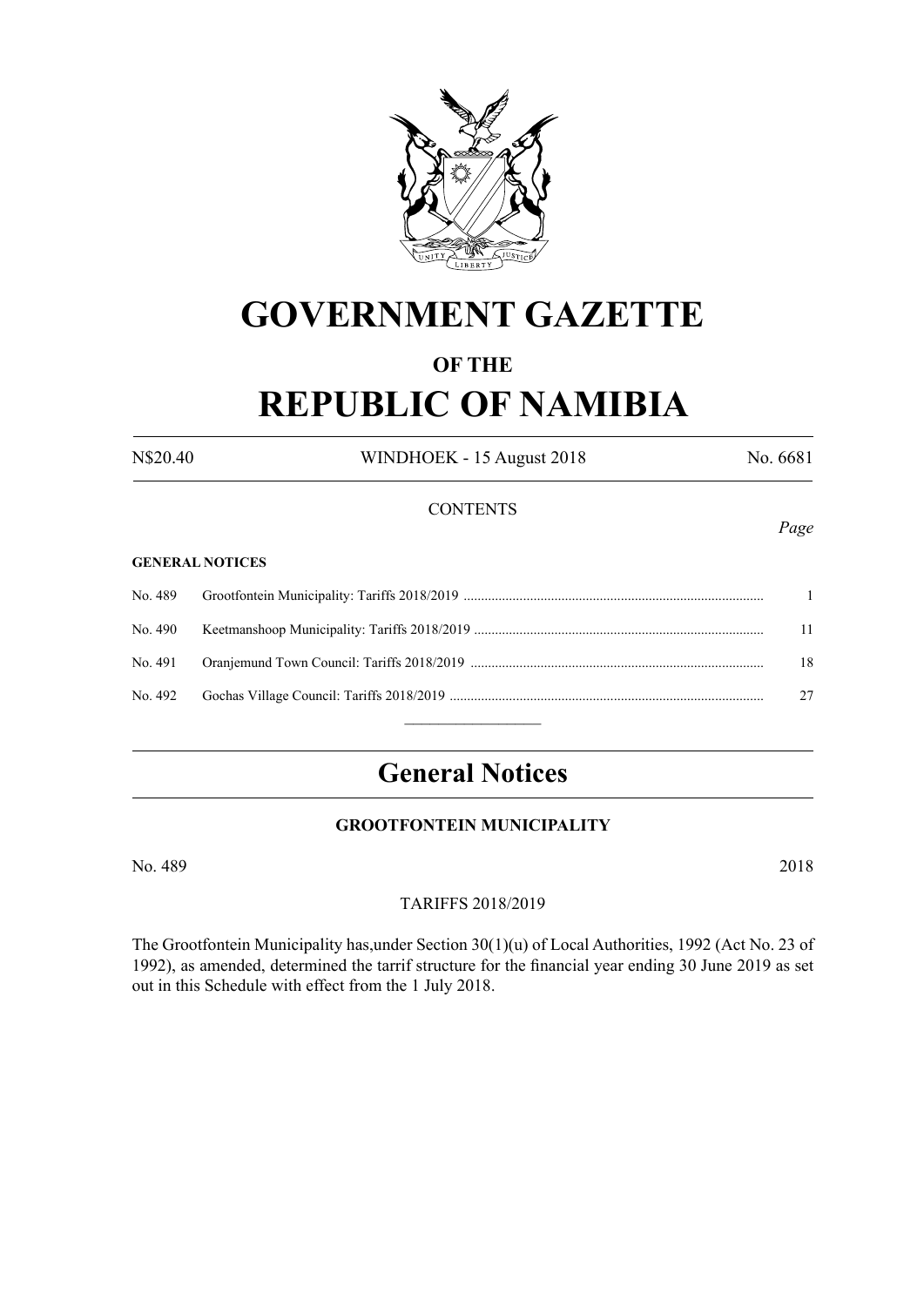# GOVERNMENT GAZETTE

## OF THE

# REPUBLIC OF NAMIBIA

N$20.40 WINDHOEK - 15 August 2018 No. 6681

CONTENTS

*Page*

**GENERAL NOTICES**

| | | |
|---|---|---|
| No. 489 | Grootfontein Municipality: Tariffs 2018/2019 | 1 |
| No. 490 | Keetmanshoop Municipality: Tariffs 2018/2019 | 11 |
| No. 491 | Oranjemund Town Council: Tariffs 2018/2019 | 18 |
| No. 492 | Gochas Village Council: Tariffs 2018/2019 | 27 |

## General Notices

### GROOTFONTEIN MUNICIPALITY

No. 489 2018

TARIFFS 2018/2019

The Grootfontein Municipality has,under Section 30(1)(u) of Local Authorities, 1992 (Act No. 23 of 1992), as amended, determined the tarrif structure for the financial year ending 30 June 2019 as set out in this Schedule with effect from the 1 July 2018.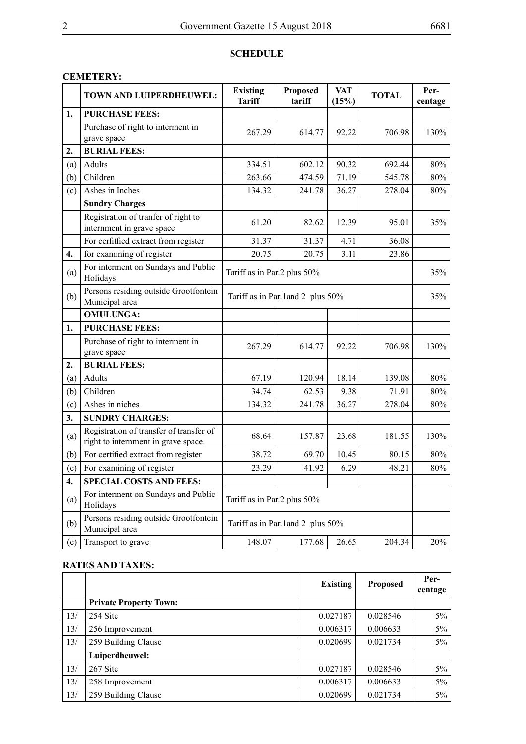## SCHEDULE

### CEMETERY:

| | TOWN AND LUIPERDHEUWEL: | Existing Tariff | Proposed tariff | VAT (15%) | TOTAL | Per-centage |
|---|---|---|---|---|---|---|
| 1. | **PURCHASE FEES:** | | | | | |
| | Purchase of right to interment in grave space | 267.29 | 614.77 | 92.22 | 706.98 | 130% |
| 2. | **BURIAL FEES:** | | | | | |
| (a) | Adults | 334.51 | 602.12 | 90.32 | 692.44 | 80% |
| (b) | Children | 263.66 | 474.59 | 71.19 | 545.78 | 80% |
| (c) | Ashes in Inches | 134.32 | 241.78 | 36.27 | 278.04 | 80% |
| | **Sundry Charges** | | | | | |
| | Registration of tranfer of right to internment in grave space | 61.20 | 82.62 | 12.39 | 95.01 | 35% |
| | For cerfitfied extract from register | 31.37 | 31.37 | 4.71 | 36.08 | |
| 4. | for examining of register | 20.75 | 20.75 | 3.11 | 23.86 | |
| (a) | For interment on Sundays and Public Holidays | Tariff as in Par.2 plus 50% | | | | 35% |
| (b) | Persons residing outside Grootfontein Municipal area | Tariff as in Par.1and 2 plus 50% | | | | 35% |
| | **OMULUNGA:** | | | | | |
| 1. | **PURCHASE FEES:** | | | | | |
| | Purchase of right to interment in grave space | 267.29 | 614.77 | 92.22 | 706.98 | 130% |
| 2. | **BURIAL FEES:** | | | | | |
| (a) | Adults | 67.19 | 120.94 | 18.14 | 139.08 | 80% |
| (b) | Children | 34.74 | 62.53 | 9.38 | 71.91 | 80% |
| (c) | Ashes in niches | 134.32 | 241.78 | 36.27 | 278.04 | 80% |
| 3. | **SUNDRY CHARGES:** | | | | | |
| (a) | Registration of transfer of transfer of right to internment in grave space. | 68.64 | 157.87 | 23.68 | 181.55 | 130% |
| (b) | For certified extract from register | 38.72 | 69.70 | 10.45 | 80.15 | 80% |
| (c) | For examining of register | 23.29 | 41.92 | 6.29 | 48.21 | 80% |
| 4. | **SPECIAL COSTS AND FEES:** | | | | | |
| (a) | For interment on Sundays and Public Holidays | Tariff as in Par.2 plus 50% | | | | |
| (b) | Persons residing outside Grootfontein Municipal area | Tariff as in Par.1and 2 plus 50% | | | | |
| (c) | Transport to grave | 148.07 | 177.68 | 26.65 | 204.34 | 20% |

### RATES AND TAXES:

| | | Existing | Proposed | Per-centage |
|---|---|---|---|---|
| | **Private Property Town:** | | | |
| 13/ | 254 Site | 0.027187 | 0.028546 | 5% |
| 13/ | 256 Improvement | 0.006317 | 0.006633 | 5% |
| 13/ | 259 Building Clause | 0.020699 | 0.021734 | 5% |
| | **Luiperdheuwel:** | | | |
| 13/ | 267 Site | 0.027187 | 0.028546 | 5% |
| 13/ | 258 Improvement | 0.006317 | 0.006633 | 5% |
| 13/ | 259 Building Clause | 0.020699 | 0.021734 | 5% |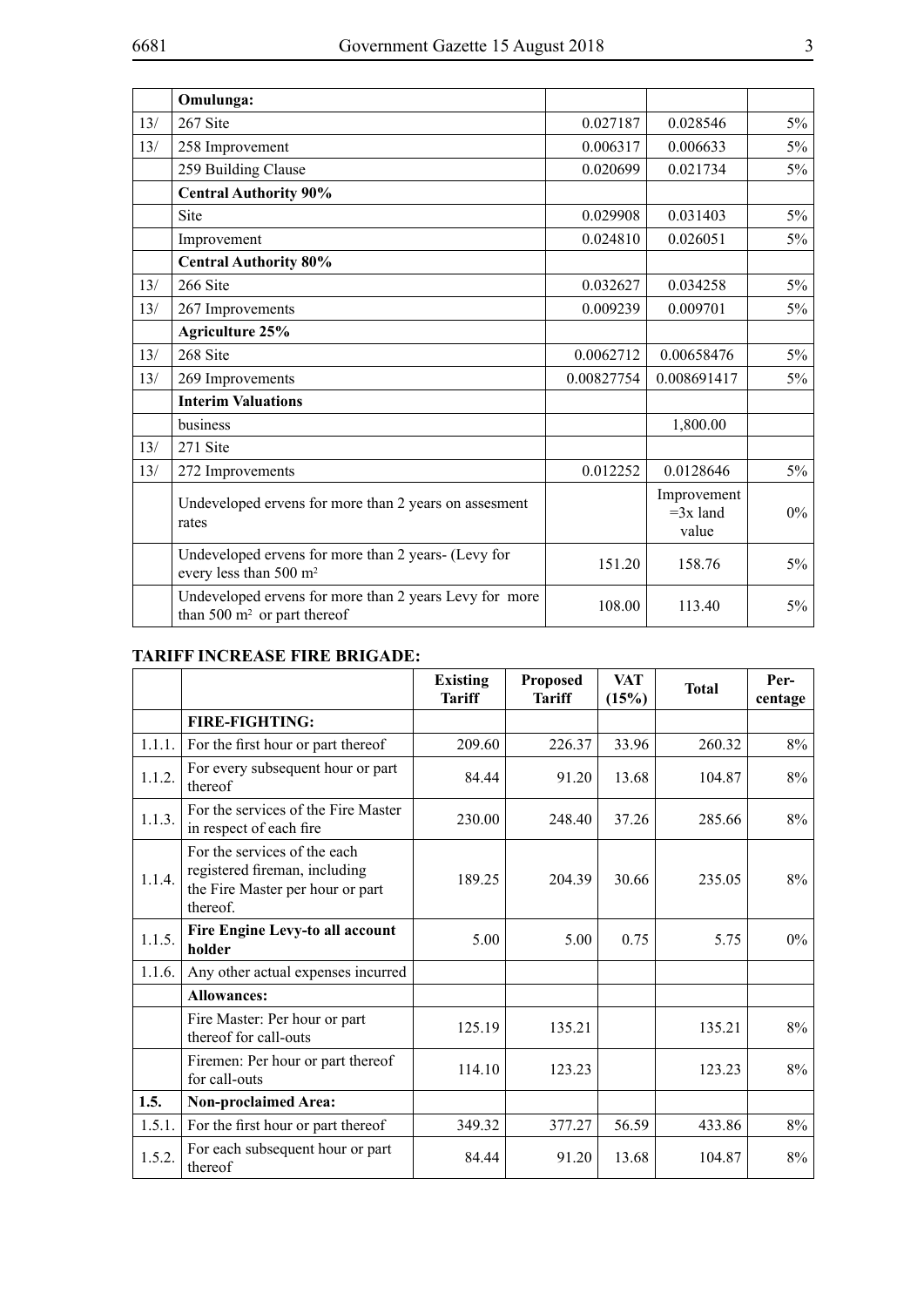| | | | | |
|---|---|---|---|---|
| | **Omulunga:** | | | |
| 13/ | 267 Site | 0.027187 | 0.028546 | 5% |
| 13/ | 258 Improvement | 0.006317 | 0.006633 | 5% |
| | 259 Building Clause | 0.020699 | 0.021734 | 5% |
| | **Central Authority 90%** | | | |
| | Site | 0.029908 | 0.031403 | 5% |
| | Improvement | 0.024810 | 0.026051 | 5% |
| | **Central Authority 80%** | | | |
| 13/ | 266 Site | 0.032627 | 0.034258 | 5% |
| 13/ | 267 Improvements | 0.009239 | 0.009701 | 5% |
| | **Agriculture 25%** | | | |
| 13/ | 268 Site | 0.0062712 | 0.00658476 | 5% |
| 13/ | 269 Improvements | 0.00827754 | 0.008691417 | 5% |
| | **Interim Valuations** | | | |
| | business | | 1,800.00 | |
| 13/ | 271 Site | | | |
| 13/ | 272 Improvements | 0.012252 | 0.0128646 | 5% |
| | Undeveloped ervens for more than 2 years on assesment rates | | Improvement =3x land value | 0% |
| | Undeveloped ervens for more than 2 years- (Levy for every less than 500 m² | 151.20 | 158.76 | 5% |
| | Undeveloped ervens for more than 2 years Levy for more than 500 m² or part thereof | 108.00 | 113.40 | 5% |

**TARIFF INCREASE FIRE BRIGADE:**

| | | Existing Tariff | Proposed Tariff | VAT (15%) | Total | Per-centage |
|---|---|---|---|---|---|---|
| | **FIRE-FIGHTING:** | | | | | |
| 1.1.1. | For the first hour or part thereof | 209.60 | 226.37 | 33.96 | 260.32 | 8% |
| 1.1.2. | For every subsequent hour or part thereof | 84.44 | 91.20 | 13.68 | 104.87 | 8% |
| 1.1.3. | For the services of the Fire Master in respect of each fire | 230.00 | 248.40 | 37.26 | 285.66 | 8% |
| 1.1.4. | For the services of the each registered fireman, including the Fire Master per hour or part thereof. | 189.25 | 204.39 | 30.66 | 235.05 | 8% |
| 1.1.5. | **Fire Engine Levy-to all account holder** | 5.00 | 5.00 | 0.75 | 5.75 | 0% |
| 1.1.6. | Any other actual expenses incurred | | | | | |
| | **Allowances:** | | | | | |
| | Fire Master: Per hour or part thereof for call-outs | 125.19 | 135.21 | | 135.21 | 8% |
| | Firemen: Per hour or part thereof for call-outs | 114.10 | 123.23 | | 123.23 | 8% |
| **1.5.** | **Non-proclaimed Area:** | | | | | |
| 1.5.1. | For the first hour or part thereof | 349.32 | 377.27 | 56.59 | 433.86 | 8% |
| 1.5.2. | For each subsequent hour or part thereof | 84.44 | 91.20 | 13.68 | 104.87 | 8% |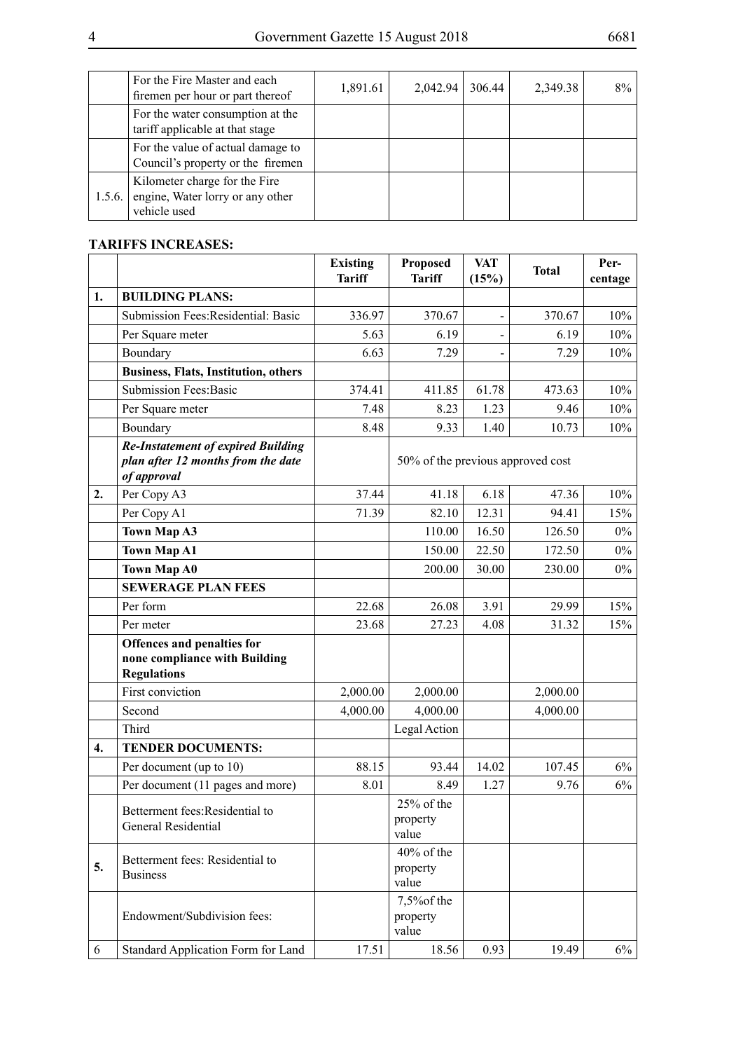| | | | | | | |
|---|---|---|---|---|---|---|
| | For the Fire Master and each firemen per hour or part thereof | 1,891.61 | 2,042.94 | 306.44 | 2,349.38 | 8% |
| | For the water consumption at the tariff applicable at that stage | | | | | |
| | For the value of actual damage to Council's property or the firemen | | | | | |
| 1.5.6. | Kilometer charge for the Fire engine, Water lorry or any other vehicle used | | | | | |

**TARIFFS INCREASES:**

| | | Existing Tariff | Proposed Tariff | VAT (15%) | Total | Per-centage |
|---|---|---|---|---|---|---|
| **1.** | **BUILDING PLANS:** | | | | | |
| | Submission Fees:Residential: Basic | 336.97 | 370.67 | - | 370.67 | 10% |
| | Per Square meter | 5.63 | 6.19 | - | 6.19 | 10% |
| | Boundary | 6.63 | 7.29 | - | 7.29 | 10% |
| | **Business, Flats, Institution, others** | | | | | |
| | Submission Fees:Basic | 374.41 | 411.85 | 61.78 | 473.63 | 10% |
| | Per Square meter | 7.48 | 8.23 | 1.23 | 9.46 | 10% |
| | Boundary | 8.48 | 9.33 | 1.40 | 10.73 | 10% |
| | ***Re-Instatement of expired Building plan after 12 months from the date of approval*** | | 50% of the previous approved cost | | | |
| **2.** | Per Copy A3 | 37.44 | 41.18 | 6.18 | 47.36 | 10% |
| | Per Copy A1 | 71.39 | 82.10 | 12.31 | 94.41 | 15% |
| | **Town Map A3** | | 110.00 | 16.50 | 126.50 | 0% |
| | **Town Map A1** | | 150.00 | 22.50 | 172.50 | 0% |
| | **Town Map A0** | | 200.00 | 30.00 | 230.00 | 0% |
| | **SEWERAGE PLAN FEES** | | | | | |
| | Per form | 22.68 | 26.08 | 3.91 | 29.99 | 15% |
| | Per meter | 23.68 | 27.23 | 4.08 | 31.32 | 15% |
| | **Offences and penalties for none compliance with Building Regulations** | | | | | |
| | First conviction | 2,000.00 | 2,000.00 | | 2,000.00 | |
| | Second | 4,000.00 | 4,000.00 | | 4,000.00 | |
| | Third | | Legal Action | | | |
| **4.** | **TENDER DOCUMENTS:** | | | | | |
| | Per document (up to 10) | 88.15 | 93.44 | 14.02 | 107.45 | 6% |
| | Per document (11 pages and more) | 8.01 | 8.49 | 1.27 | 9.76 | 6% |
| | Betterment fees:Residential to General Residential | | 25% of the property value | | | |
| **5.** | Betterment fees: Residential to Business | | 40% of the property value | | | |
| | Endowment/Subdivision fees: | | 7,5%of the property value | | | |
| 6 | Standard Application Form for Land | 17.51 | 18.56 | 0.93 | 19.49 | 6% |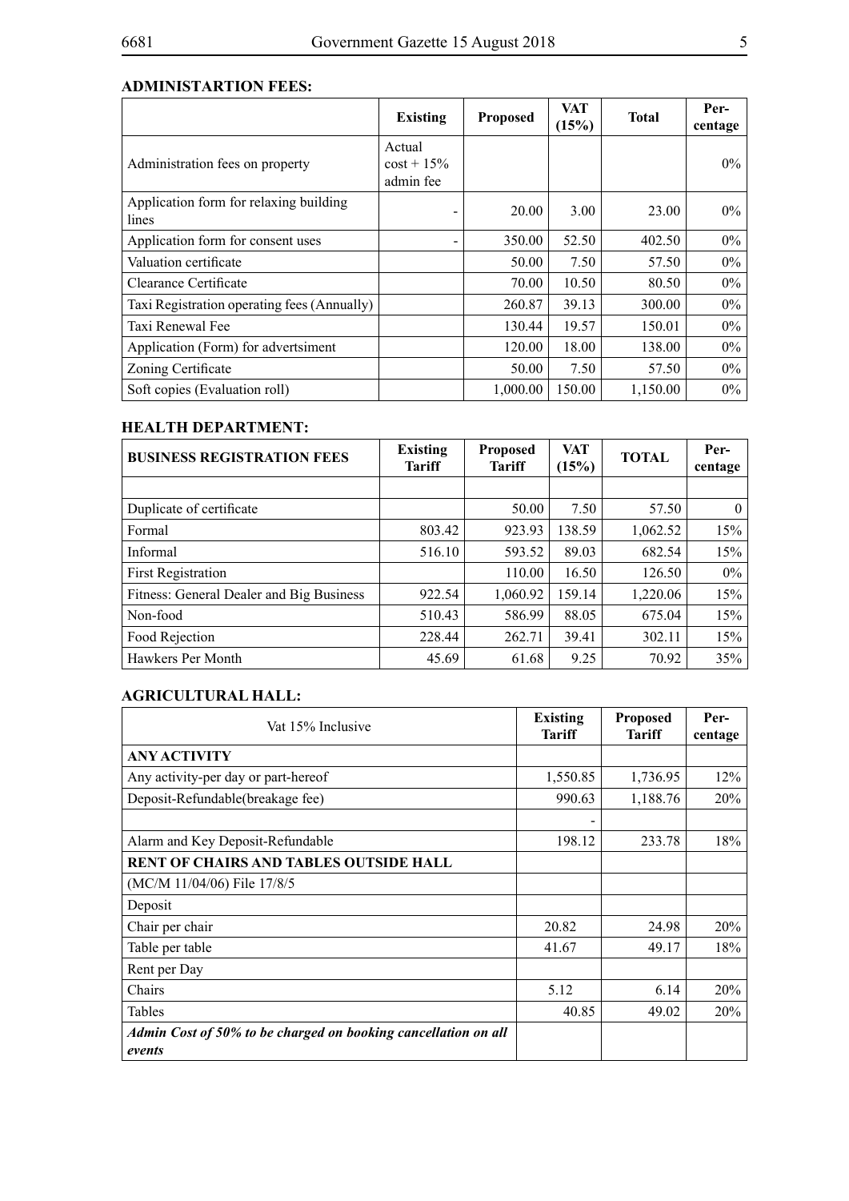**ADMINISTARTION FEES:**

| | Existing | Proposed | VAT (15%) | Total | Per-centage |
|---|---|---|---|---|---|
| Administration fees on property | Actual cost + 15% admin fee | | | | 0% |
| Application form for relaxing building lines | - | 20.00 | 3.00 | 23.00 | 0% |
| Application form for consent uses | - | 350.00 | 52.50 | 402.50 | 0% |
| Valuation certificate | | 50.00 | 7.50 | 57.50 | 0% |
| Clearance Certificate | | 70.00 | 10.50 | 80.50 | 0% |
| Taxi Registration operating fees (Annually) | | 260.87 | 39.13 | 300.00 | 0% |
| Taxi Renewal Fee | | 130.44 | 19.57 | 150.01 | 0% |
| Application (Form) for advertsiment | | 120.00 | 18.00 | 138.00 | 0% |
| Zoning Certificate | | 50.00 | 7.50 | 57.50 | 0% |
| Soft copies (Evaluation roll) | | 1,000.00 | 150.00 | 1,150.00 | 0% |

**HEALTH DEPARTMENT:**

| BUSINESS REGISTRATION FEES | Existing Tariff | Proposed Tariff | VAT (15%) | TOTAL | Per-centage |
|---|---|---|---|---|---|
| | | | | | |
| Duplicate of certificate | | 50.00 | 7.50 | 57.50 | 0 |
| Formal | 803.42 | 923.93 | 138.59 | 1,062.52 | 15% |
| Informal | 516.10 | 593.52 | 89.03 | 682.54 | 15% |
| First Registration | | 110.00 | 16.50 | 126.50 | 0% |
| Fitness: General Dealer and Big Business | 922.54 | 1,060.92 | 159.14 | 1,220.06 | 15% |
| Non-food | 510.43 | 586.99 | 88.05 | 675.04 | 15% |
| Food Rejection | 228.44 | 262.71 | 39.41 | 302.11 | 15% |
| Hawkers Per Month | 45.69 | 61.68 | 9.25 | 70.92 | 35% |

**AGRICULTURAL HALL:**

| Vat 15% Inclusive | Existing Tariff | Proposed Tariff | Per-centage |
|---|---|---|---|
| **ANY ACTIVITY** | | | |
| Any activity-per day or part-hereof | 1,550.85 | 1,736.95 | 12% |
| Deposit-Refundable(breakage fee) | 990.63 | 1,188.76 | 20% |
| | - | | |
| Alarm and Key Deposit-Refundable | 198.12 | 233.78 | 18% |
| **RENT OF CHAIRS AND TABLES OUTSIDE HALL** | | | |
| (MC/M 11/04/06) File 17/8/5 | | | |
| Deposit | | | |
| Chair per chair | 20.82 | 24.98 | 20% |
| Table per table | 41.67 | 49.17 | 18% |
| Rent per Day | | | |
| Chairs | 5.12 | 6.14 | 20% |
| Tables | 40.85 | 49.02 | 20% |
| ***Admin Cost of 50% to be charged on booking cancellation on all events*** | | | |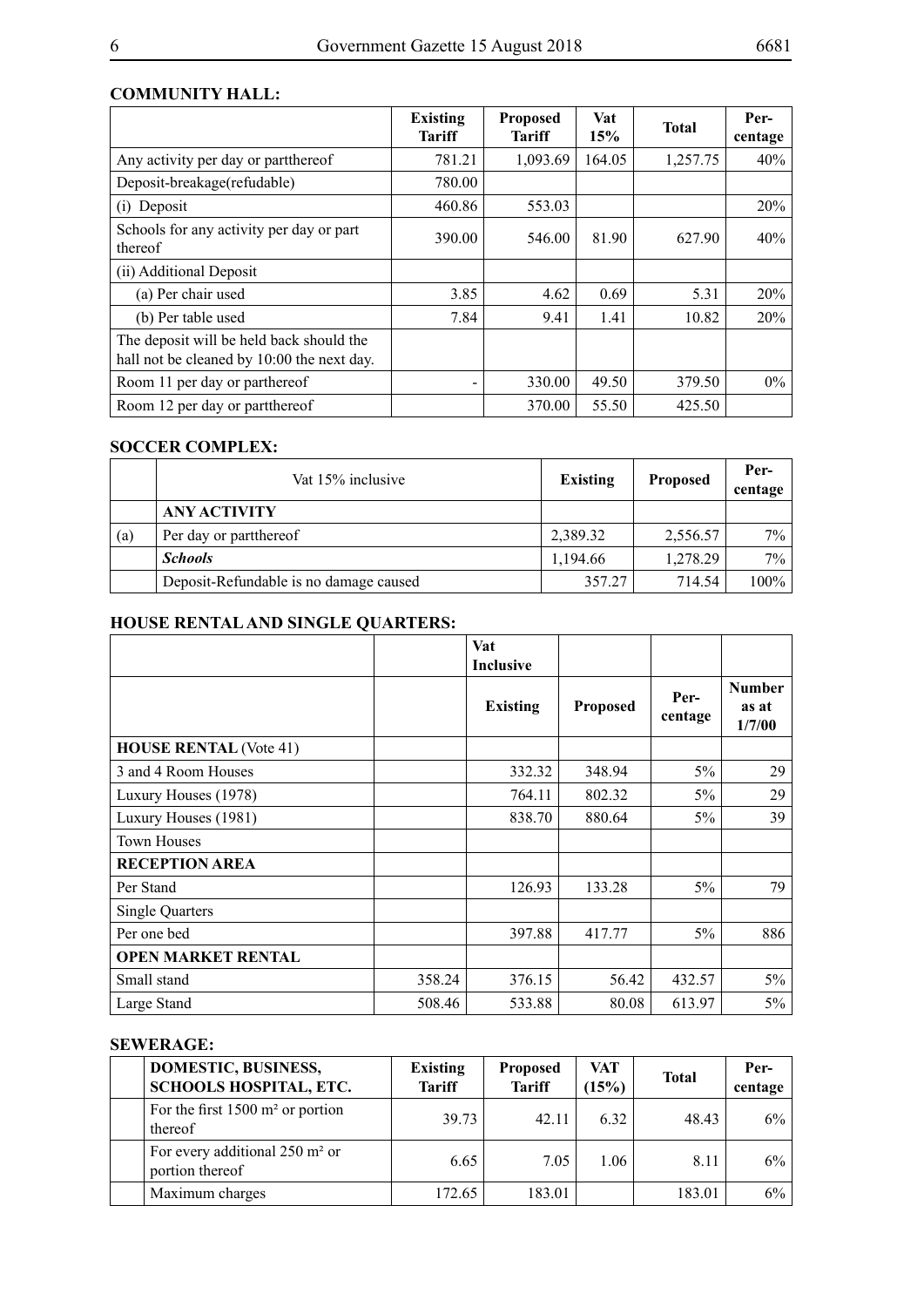**COMMUNITY HALL:**

| | Existing Tariff | Proposed Tariff | Vat 15% | Total | Per-centage |
|---|---|---|---|---|---|
| Any activity per day or partthereof | 781.21 | 1,093.69 | 164.05 | 1,257.75 | 40% |
| Deposit-breakage(refudable) | 780.00 | | | | |
| (i) Deposit | 460.86 | 553.03 | | | 20% |
| Schools for any activity per day or part thereof | 390.00 | 546.00 | 81.90 | 627.90 | 40% |
| (ii) Additional Deposit | | | | | |
| (a) Per chair used | 3.85 | 4.62 | 0.69 | 5.31 | 20% |
| (b) Per table used | 7.84 | 9.41 | 1.41 | 10.82 | 20% |
| The deposit will be held back should the hall not be cleaned by 10:00 the next day. | | | | | |
| Room 11 per day or parthereof | - | 330.00 | 49.50 | 379.50 | 0% |
| Room 12 per day or partthereof | | 370.00 | 55.50 | 425.50 | |

**SOCCER COMPLEX:**

| | Vat 15% inclusive | Existing | Proposed | Per-centage |
|---|---|---|---|---|
| | **ANY ACTIVITY** | | | |
| (a) | Per day or partthereof | 2,389.32 | 2,556.57 | 7% |
| | ***Schools*** | 1,194.66 | 1,278.29 | 7% |
| | Deposit-Refundable is no damage caused | 357.27 | 714.54 | 100% |

**HOUSE RENTAL AND SINGLE QUARTERS:**

| | | Vat Inclusive | | | |
|---|---|---|---|---|---|
| | | **Existing** | **Proposed** | **Per-centage** | **Number as at 1/7/00** |
| **HOUSE RENTAL** (Vote 41) | | | | | |
| 3 and 4 Room Houses | | 332.32 | 348.94 | 5% | 29 |
| Luxury Houses (1978) | | 764.11 | 802.32 | 5% | 29 |
| Luxury Houses (1981) | | 838.70 | 880.64 | 5% | 39 |
| Town Houses | | | | | |
| **RECEPTION AREA** | | | | | |
| Per Stand | | 126.93 | 133.28 | 5% | 79 |
| Single Quarters | | | | | |
| Per one bed | | 397.88 | 417.77 | 5% | 886 |
| **OPEN MARKET RENTAL** | | | | | |
| Small stand | 358.24 | 376.15 | 56.42 | 432.57 | 5% |
| Large Stand | 508.46 | 533.88 | 80.08 | 613.97 | 5% |

**SEWERAGE:**

| | DOMESTIC, BUSINESS, SCHOOLS HOSPITAL, ETC. | Existing Tariff | Proposed Tariff | VAT (15%) | Total | Per-centage |
|---|---|---|---|---|---|---|
| | For the first 1500 m² or portion thereof | 39.73 | 42.11 | 6.32 | 48.43 | 6% |
| | For every additional 250 m² or portion thereof | 6.65 | 7.05 | 1.06 | 8.11 | 6% |
| | Maximum charges | 172.65 | 183.01 | | 183.01 | 6% |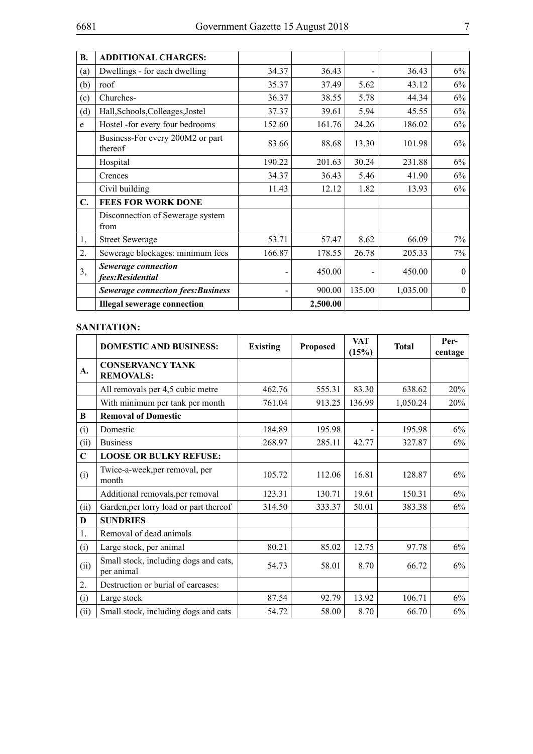| B. | **ADDITIONAL CHARGES:** | | | | | |
|---|---|---|---|---|---|---|
| (a) | Dwellings - for each dwelling | 34.37 | 36.43 | - | 36.43 | 6% |
| (b) | roof | 35.37 | 37.49 | 5.62 | 43.12 | 6% |
| (c) | Churches- | 36.37 | 38.55 | 5.78 | 44.34 | 6% |
| (d) | Hall,Schools,Colleages,Jostel | 37.37 | 39.61 | 5.94 | 45.55 | 6% |
| e | Hostel -for every four bedrooms | 152.60 | 161.76 | 24.26 | 186.02 | 6% |
| | Business-For every 200M2 or part thereof | 83.66 | 88.68 | 13.30 | 101.98 | 6% |
| | Hospital | 190.22 | 201.63 | 30.24 | 231.88 | 6% |
| | Crences | 34.37 | 36.43 | 5.46 | 41.90 | 6% |
| | Civil building | 11.43 | 12.12 | 1.82 | 13.93 | 6% |
| **C.** | **FEES FOR WORK DONE** | | | | | |
| | Disconnection of Sewerage system from | | | | | |
| 1. | Street Sewerage | 53.71 | 57.47 | 8.62 | 66.09 | 7% |
| 2. | Sewerage blockages: minimum fees | 166.87 | 178.55 | 26.78 | 205.33 | 7% |
| 3, | ***Sewerage connection fees:Residential*** | - | 450.00 | - | 450.00 | 0 |
| | ***Sewerage connection fees:Business*** | - | 900.00 | 135.00 | 1,035.00 | 0 |
| | **Illegal sewerage connection** | | **2,500.00** | | | |

**SANITATION:**

| | **DOMESTIC AND BUSINESS:** | **Existing** | **Proposed** | **VAT (15%)** | **Total** | **Per-centage** |
|---|---|---|---|---|---|---|
| **A.** | **CONSERVANCY TANK REMOVALS:** | | | | | |
| | All removals per 4,5 cubic metre | 462.76 | 555.31 | 83.30 | 638.62 | 20% |
| | With minimum per tank per month | 761.04 | 913.25 | 136.99 | 1,050.24 | 20% |
| **B** | **Removal of Domestic** | | | | | |
| (i) | Domestic | 184.89 | 195.98 | - | 195.98 | 6% |
| (ii) | Business | 268.97 | 285.11 | 42.77 | 327.87 | 6% |
| **C** | **LOOSE OR BULKY REFUSE:** | | | | | |
| (i) | Twice-a-week,per removal, per month | 105.72 | 112.06 | 16.81 | 128.87 | 6% |
| | Additional removals,per removal | 123.31 | 130.71 | 19.61 | 150.31 | 6% |
| (ii) | Garden,per lorry load or part thereof | 314.50 | 333.37 | 50.01 | 383.38 | 6% |
| **D** | **SUNDRIES** | | | | | |
| 1. | Removal of dead animals | | | | | |
| (i) | Large stock, per animal | 80.21 | 85.02 | 12.75 | 97.78 | 6% |
| (ii) | Small stock, including dogs and cats, per animal | 54.73 | 58.01 | 8.70 | 66.72 | 6% |
| 2. | Destruction or burial of carcases: | | | | | |
| (i) | Large stock | 87.54 | 92.79 | 13.92 | 106.71 | 6% |
| (ii) | Small stock, including dogs and cats | 54.72 | 58.00 | 8.70 | 66.70 | 6% |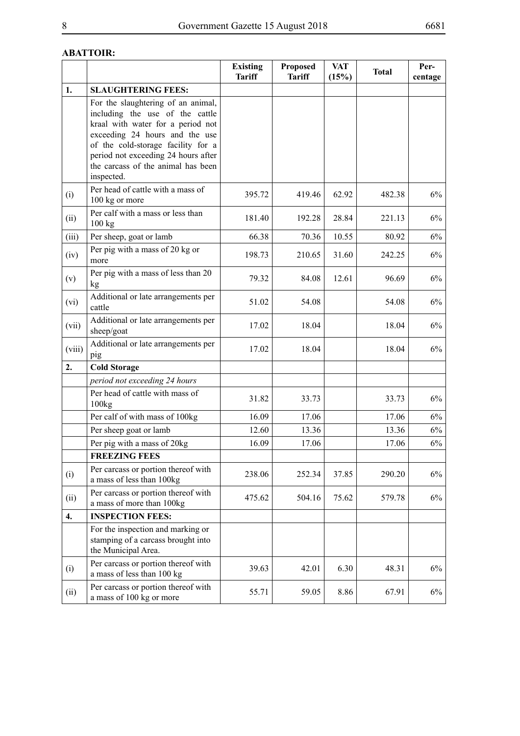**ABATTOIR:**

| | | Existing Tariff | Proposed Tariff | VAT (15%) | Total | Per-centage |
|---|---|---|---|---|---|---|
| **1.** | **SLAUGHTERING FEES:** | | | | | |
| | For the slaughtering of an animal, including the use of the cattle kraal with water for a period not exceeding 24 hours and the use of the cold-storage facility for a period not exceeding 24 hours after the carcass of the animal has been inspected. | | | | | |
| (i) | Per head of cattle with a mass of 100 kg or more | 395.72 | 419.46 | 62.92 | 482.38 | 6% |
| (ii) | Per calf with a mass or less than 100 kg | 181.40 | 192.28 | 28.84 | 221.13 | 6% |
| (iii) | Per sheep, goat or lamb | 66.38 | 70.36 | 10.55 | 80.92 | 6% |
| (iv) | Per pig with a mass of 20 kg or more | 198.73 | 210.65 | 31.60 | 242.25 | 6% |
| (v) | Per pig with a mass of less than 20 kg | 79.32 | 84.08 | 12.61 | 96.69 | 6% |
| (vi) | Additional or late arrangements per cattle | 51.02 | 54.08 | | 54.08 | 6% |
| (vii) | Additional or late arrangements per sheep/goat | 17.02 | 18.04 | | 18.04 | 6% |
| (viii) | Additional or late arrangements per pig | 17.02 | 18.04 | | 18.04 | 6% |
| **2.** | **Cold Storage** | | | | | |
| | *period not exceeding 24 hours* | | | | | |
| | Per head of cattle with mass of 100kg | 31.82 | 33.73 | | 33.73 | 6% |
| | Per calf of with mass of 100kg | 16.09 | 17.06 | | 17.06 | 6% |
| | Per sheep goat or lamb | 12.60 | 13.36 | | 13.36 | 6% |
| | Per pig with a mass of 20kg | 16.09 | 17.06 | | 17.06 | 6% |
| | **FREEZING FEES** | | | | | |
| (i) | Per carcass or portion thereof with a mass of less than 100kg | 238.06 | 252.34 | 37.85 | 290.20 | 6% |
| (ii) | Per carcass or portion thereof with a mass of more than 100kg | 475.62 | 504.16 | 75.62 | 579.78 | 6% |
| **4.** | **INSPECTION FEES:** | | | | | |
| | For the inspection and marking or stamping of a carcass brought into the Municipal Area. | | | | | |
| (i) | Per carcass or portion thereof with a mass of less than 100 kg | 39.63 | 42.01 | 6.30 | 48.31 | 6% |
| (ii) | Per carcass or portion thereof with a mass of 100 kg or more | 55.71 | 59.05 | 8.86 | 67.91 | 6% |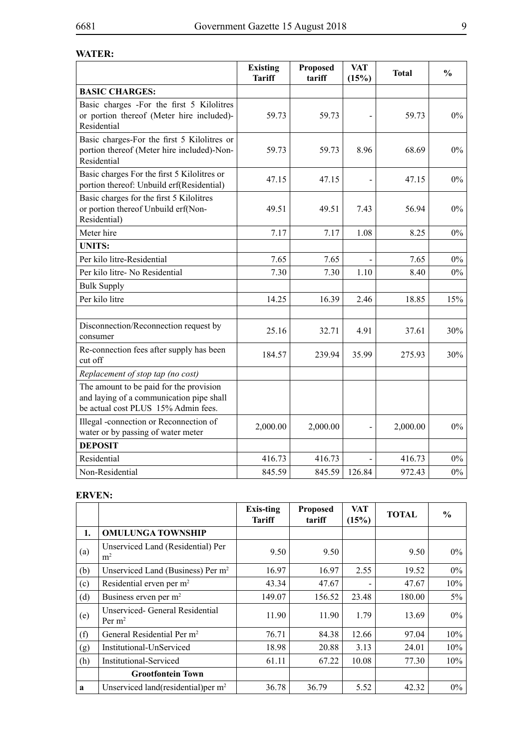**WATER:**

| | Existing Tariff | Proposed tariff | VAT (15%) | Total | % |
|---|---|---|---|---|---|
| **BASIC CHARGES:** | | | | | |
| Basic charges -For the first 5 Kilolitres or portion thereof (Meter hire included)-Residential | 59.73 | 59.73 | - | 59.73 | 0% |
| Basic charges-For the first 5 Kilolitres or portion thereof (Meter hire included)-Non-Residential | 59.73 | 59.73 | 8.96 | 68.69 | 0% |
| Basic charges For the first 5 Kilolitres or portion thereof: Unbuild erf(Residential) | 47.15 | 47.15 | - | 47.15 | 0% |
| Basic charges for the first 5 Kilolitres or portion thereof Unbuild erf(Non-Residential) | 49.51 | 49.51 | 7.43 | 56.94 | 0% |
| Meter hire | 7.17 | 7.17 | 1.08 | 8.25 | 0% |
| **UNITS:** | | | | | |
| Per kilo litre-Residential | 7.65 | 7.65 | - | 7.65 | 0% |
| Per kilo litre- No Residential | 7.30 | 7.30 | 1.10 | 8.40 | 0% |
| Bulk Supply | | | | | |
| Per kilo litre | 14.25 | 16.39 | 2.46 | 18.85 | 15% |
| | | | | | |
| Disconnection/Reconnection request by consumer | 25.16 | 32.71 | 4.91 | 37.61 | 30% |
| Re-connection fees after supply has been cut off | 184.57 | 239.94 | 35.99 | 275.93 | 30% |
| *Replacement of stop tap (no cost)* | | | | | |
| The amount to be paid for the provision and laying of a communication pipe shall be actual cost PLUS 15% Admin fees. | | | | | |
| Illegal -connection or Reconnection of water or by passing of water meter | 2,000.00 | 2,000.00 | - | 2,000.00 | 0% |
| **DEPOSIT** | | | | | |
| Residential | 416.73 | 416.73 | - | 416.73 | 0% |
| Non-Residential | 845.59 | 845.59 | 126.84 | 972.43 | 0% |

**ERVEN:**

| | | Exis-ting Tariff | Proposed tariff | VAT (15%) | TOTAL | % |
|---|---|---|---|---|---|---|
| **1.** | **OMULUNGA TOWNSHIP** | | | | | |
| (a) | Unserviced Land (Residential) Per m² | 9.50 | 9.50 | | 9.50 | 0% |
| (b) | Unserviced Land (Business) Per m² | 16.97 | 16.97 | 2.55 | 19.52 | 0% |
| (c) | Residential erven per m² | 43.34 | 47.67 | - | 47.67 | 10% |
| (d) | Business erven per m² | 149.07 | 156.52 | 23.48 | 180.00 | 5% |
| (e) | Unserviced- General Residential Per m² | 11.90 | 11.90 | 1.79 | 13.69 | 0% |
| (f) | General Residential Per m² | 76.71 | 84.38 | 12.66 | 97.04 | 10% |
| (g) | Institutional-UnServiced | 18.98 | 20.88 | 3.13 | 24.01 | 10% |
| (h) | Institutional-Serviced | 61.11 | 67.22 | 10.08 | 77.30 | 10% |
| | **Grootfontein Town** | | | | | |
| **a** | Unserviced land(residential)per m² | 36.78 | 36.79 | 5.52 | 42.32 | 0% |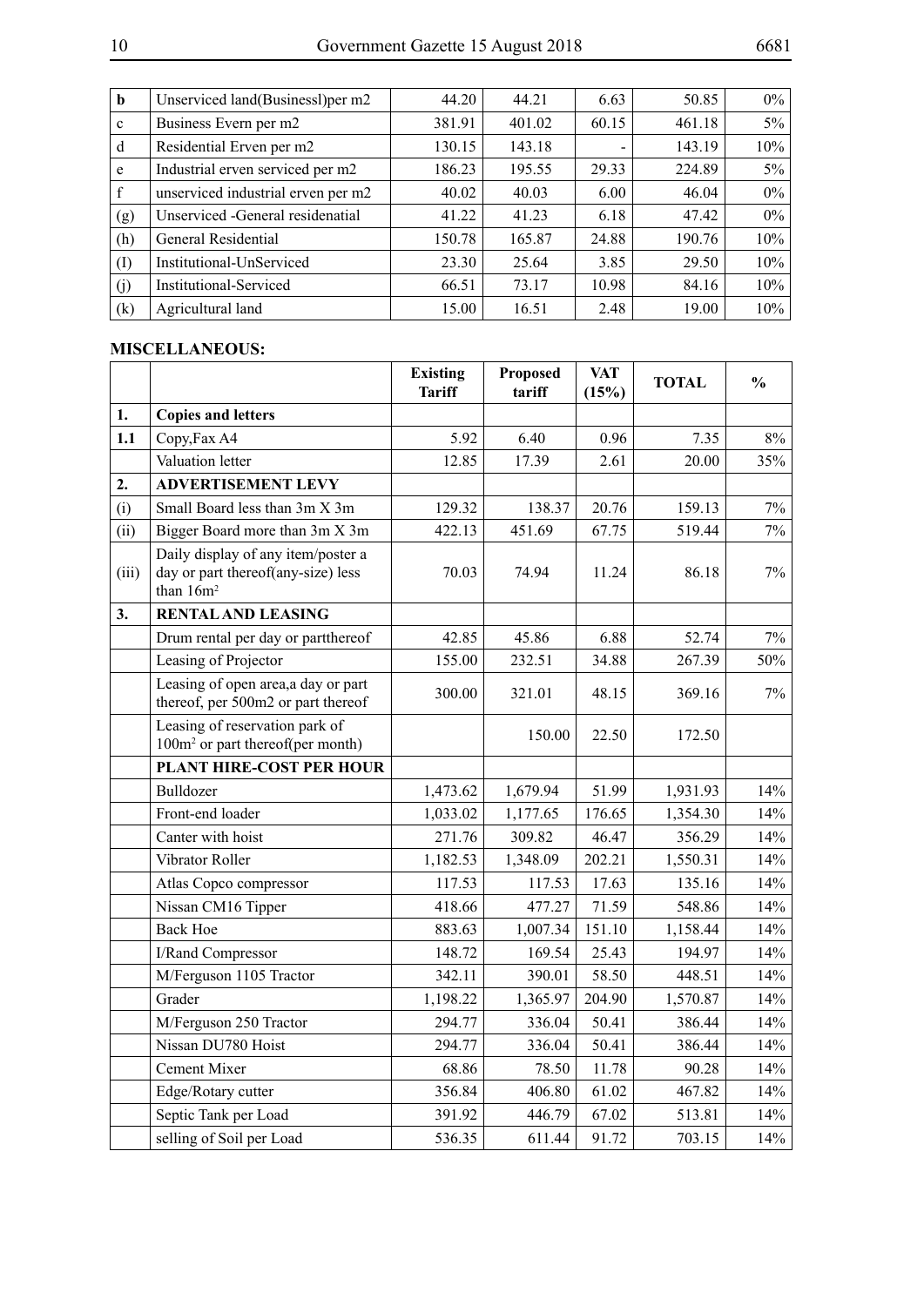| | | | | | | |
|---|---|---|---|---|---|---|
| **b** | Unserviced land(Businessl)per m2 | 44.20 | 44.21 | 6.63 | 50.85 | 0% |
| c | Business Evern per m2 | 381.91 | 401.02 | 60.15 | 461.18 | 5% |
| d | Residential Erven per m2 | 130.15 | 143.18 | - | 143.19 | 10% |
| e | Industrial erven serviced per m2 | 186.23 | 195.55 | 29.33 | 224.89 | 5% |
| f | unserviced industrial erven per m2 | 40.02 | 40.03 | 6.00 | 46.04 | 0% |
| (g) | Unserviced -General residenatial | 41.22 | 41.23 | 6.18 | 47.42 | 0% |
| (h) | General Residential | 150.78 | 165.87 | 24.88 | 190.76 | 10% |
| (I) | Institutional-UnServiced | 23.30 | 25.64 | 3.85 | 29.50 | 10% |
| (j) | Institutional-Serviced | 66.51 | 73.17 | 10.98 | 84.16 | 10% |
| (k) | Agricultural land | 15.00 | 16.51 | 2.48 | 19.00 | 10% |

**MISCELLANEOUS:**

| | | **Existing Tariff** | **Proposed tariff** | **VAT (15%)** | **TOTAL** | **%** |
|---|---|---|---|---|---|---|
| **1.** | **Copies and letters** | | | | | |
| **1.1** | Copy,Fax A4 | 5.92 | 6.40 | 0.96 | 7.35 | 8% |
| | Valuation letter | 12.85 | 17.39 | 2.61 | 20.00 | 35% |
| **2.** | **ADVERTISEMENT LEVY** | | | | | |
| (i) | Small Board less than 3m X 3m | 129.32 | 138.37 | 20.76 | 159.13 | 7% |
| (ii) | Bigger Board more than 3m X 3m | 422.13 | 451.69 | 67.75 | 519.44 | 7% |
| (iii) | Daily display of any item/poster a day or part thereof(any-size) less than $16m^2$ | 70.03 | 74.94 | 11.24 | 86.18 | 7% |
| **3.** | **RENTAL AND LEASING** | | | | | |
| | Drum rental per day or partthereof | 42.85 | 45.86 | 6.88 | 52.74 | 7% |
| | Leasing of Projector | 155.00 | 232.51 | 34.88 | 267.39 | 50% |
| | Leasing of open area,a day or part thereof, per 500m2 or part thereof | 300.00 | 321.01 | 48.15 | 369.16 | 7% |
| | Leasing of reservation park of $100m^2$ or part thereof(per month) | | 150.00 | 22.50 | 172.50 | |
| | **PLANT HIRE-COST PER HOUR** | | | | | |
| | Bulldozer | 1,473.62 | 1,679.94 | 51.99 | 1,931.93 | 14% |
| | Front-end loader | 1,033.02 | 1,177.65 | 176.65 | 1,354.30 | 14% |
| | Canter with hoist | 271.76 | 309.82 | 46.47 | 356.29 | 14% |
| | Vibrator Roller | 1,182.53 | 1,348.09 | 202.21 | 1,550.31 | 14% |
| | Atlas Copco compressor | 117.53 | 117.53 | 17.63 | 135.16 | 14% |
| | Nissan CM16 Tipper | 418.66 | 477.27 | 71.59 | 548.86 | 14% |
| | Back Hoe | 883.63 | 1,007.34 | 151.10 | 1,158.44 | 14% |
| | I/Rand Compressor | 148.72 | 169.54 | 25.43 | 194.97 | 14% |
| | M/Ferguson 1105 Tractor | 342.11 | 390.01 | 58.50 | 448.51 | 14% |
| | Grader | 1,198.22 | 1,365.97 | 204.90 | 1,570.87 | 14% |
| | M/Ferguson 250 Tractor | 294.77 | 336.04 | 50.41 | 386.44 | 14% |
| | Nissan DU780 Hoist | 294.77 | 336.04 | 50.41 | 386.44 | 14% |
| | Cement Mixer | 68.86 | 78.50 | 11.78 | 90.28 | 14% |
| | Edge/Rotary cutter | 356.84 | 406.80 | 61.02 | 467.82 | 14% |
| | Septic Tank per Load | 391.92 | 446.79 | 67.02 | 513.81 | 14% |
| | selling of Soil per Load | 536.35 | 611.44 | 91.72 | 703.15 | 14% |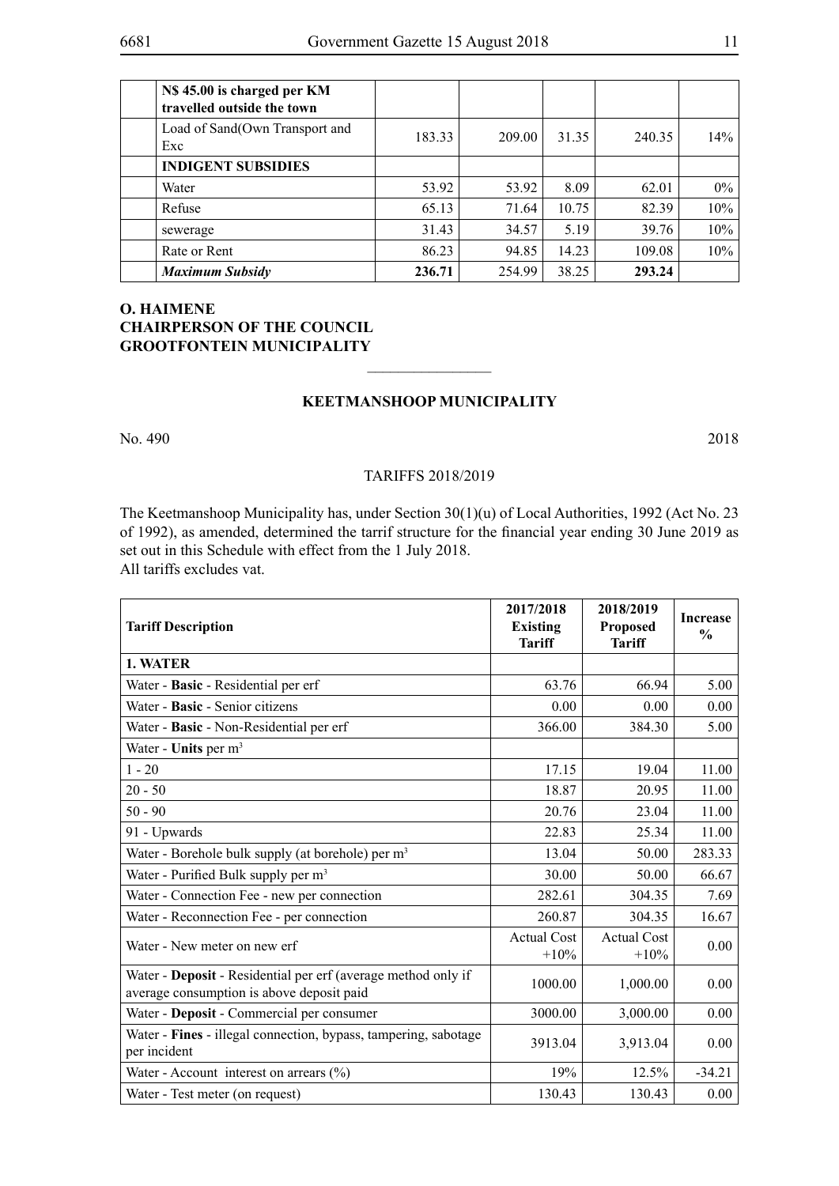| | | | | | |
|---|---|---|---|---|---|
| | **N$ 45.00 is charged per KM travelled outside the town** | | | | |
| | Load of Sand(Own Transport and Exc | 183.33 | 209.00 | 31.35 | 240.35 | 14% |
| | **INDIGENT SUBSIDIES** | | | | | |
| | Water | 53.92 | 53.92 | 8.09 | 62.01 | 0% |
| | Refuse | 65.13 | 71.64 | 10.75 | 82.39 | 10% |
| | sewerage | 31.43 | 34.57 | 5.19 | 39.76 | 10% |
| | Rate or Rent | 86.23 | 94.85 | 14.23 | 109.08 | 10% |
| | ***Maximum Subsidy*** | **236.71** | 254.99 | 38.25 | **293.24** | |

**O. HAIMENE**
**CHAIRPERSON OF THE COUNCIL**
**GROOTFONTEIN MUNICIPALITY**

---

## KEETMANSHOOP MUNICIPALITY

No. 490 2018

TARIFFS 2018/2019

The Keetmanshoop Municipality has, under Section 30(1)(u) of Local Authorities, 1992 (Act No. 23 of 1992), as amended, determined the tarrif structure for the financial year ending 30 June 2019 as set out in this Schedule with effect from the 1 July 2018.
All tariffs excludes vat.

| Tariff Description | 2017/2018 Existing Tariff | 2018/2019 Proposed Tariff | Increase % |
|---|---|---|---|
| **1. WATER** | | | |
| Water - **Basic** - Residential per erf | 63.76 | 66.94 | 5.00 |
| Water - **Basic** - Senior citizens | 0.00 | 0.00 | 0.00 |
| Water - **Basic** - Non-Residential per erf | 366.00 | 384.30 | 5.00 |
| Water - **Units** per $m^3$ | | | |
| 1 - 20 | 17.15 | 19.04 | 11.00 |
| 20 - 50 | 18.87 | 20.95 | 11.00 |
| 50 - 90 | 20.76 | 23.04 | 11.00 |
| 91 - Upwards | 22.83 | 25.34 | 11.00 |
| Water - Borehole bulk supply (at borehole) per $m^3$ | 13.04 | 50.00 | 283.33 |
| Water - Purified Bulk supply per $m^3$ | 30.00 | 50.00 | 66.67 |
| Water - Connection Fee - new per connection | 282.61 | 304.35 | 7.69 |
| Water - Reconnection Fee - per connection | 260.87 | 304.35 | 16.67 |
| Water - New meter on new erf | Actual Cost +10% | Actual Cost +10% | 0.00 |
| Water - **Deposit** - Residential per erf (average method only if average consumption is above deposit paid | 1000.00 | 1,000.00 | 0.00 |
| Water - **Deposit** - Commercial per consumer | 3000.00 | 3,000.00 | 0.00 |
| Water - **Fines** - illegal connection, bypass, tampering, sabotage per incident | 3913.04 | 3,913.04 | 0.00 |
| Water - Account interest on arrears (%) | 19% | 12.5% | -34.21 |
| Water - Test meter (on request) | 130.43 | 130.43 | 0.00 |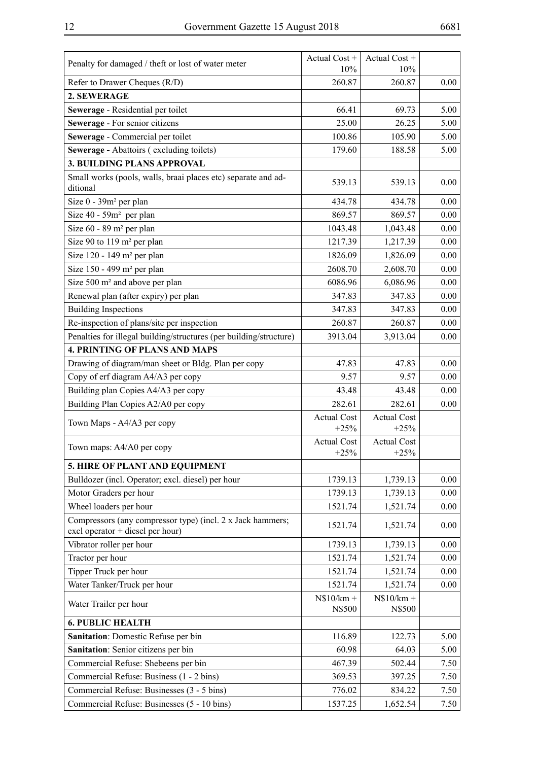| | | | |
|---|---|---|---|
| Penalty for damaged / theft or lost of water meter | Actual Cost + 10% | Actual Cost + 10% | |
| Refer to Drawer Cheques (R/D) | 260.87 | 260.87 | 0.00 |
| **2. SEWERAGE** | | | |
| **Sewerage** - Residential per toilet | 66.41 | 69.73 | 5.00 |
| **Sewerage** - For senior citizens | 25.00 | 26.25 | 5.00 |
| **Sewerage** - Commercial per toilet | 100.86 | 105.90 | 5.00 |
| **Sewerage -** Abattoirs ( excluding toilets) | 179.60 | 188.58 | 5.00 |
| **3. BUILDING PLANS APPROVAL** | | | |
| Small works (pools, walls, braai places etc) separate and additional | 539.13 | 539.13 | 0.00 |
| Size 0 - 39m² per plan | 434.78 | 434.78 | 0.00 |
| Size 40 - 59m² per plan | 869.57 | 869.57 | 0.00 |
| Size 60 - 89 m² per plan | 1043.48 | 1,043.48 | 0.00 |
| Size 90 to 119 m² per plan | 1217.39 | 1,217.39 | 0.00 |
| Size 120 - 149 m² per plan | 1826.09 | 1,826.09 | 0.00 |
| Size 150 - 499 m² per plan | 2608.70 | 2,608.70 | 0.00 |
| Size 500 m² and above per plan | 6086.96 | 6,086.96 | 0.00 |
| Renewal plan (after expiry) per plan | 347.83 | 347.83 | 0.00 |
| Building Inspections | 347.83 | 347.83 | 0.00 |
| Re-inspection of plans/site per inspection | 260.87 | 260.87 | 0.00 |
| Penalties for illegal building/structures (per building/structure) | 3913.04 | 3,913.04 | 0.00 |
| **4. PRINTING OF PLANS AND MAPS** | | | |
| Drawing of diagram/man sheet or Bldg. Plan per copy | 47.83 | 47.83 | 0.00 |
| Copy of erf diagram A4/A3 per copy | 9.57 | 9.57 | 0.00 |
| Building plan Copies A4/A3 per copy | 43.48 | 43.48 | 0.00 |
| Building Plan Copies A2/A0 per copy | 282.61 | 282.61 | 0.00 |
| Town Maps - A4/A3 per copy | Actual Cost +25% | Actual Cost +25% | |
| Town maps: A4/A0 per copy | Actual Cost +25% | Actual Cost +25% | |
| **5. HIRE OF PLANT AND EQUIPMENT** | | | |
| Bulldozer (incl. Operator; excl. diesel) per hour | 1739.13 | 1,739.13 | 0.00 |
| Motor Graders per hour | 1739.13 | 1,739.13 | 0.00 |
| Wheel loaders per hour | 1521.74 | 1,521.74 | 0.00 |
| Compressors (any compressor type) (incl. 2 x Jack hammers; excl operator + diesel per hour) | 1521.74 | 1,521.74 | 0.00 |
| Vibrator roller per hour | 1739.13 | 1,739.13 | 0.00 |
| Tractor per hour | 1521.74 | 1,521.74 | 0.00 |
| Tipper Truck per hour | 1521.74 | 1,521.74 | 0.00 |
| Water Tanker/Truck per hour | 1521.74 | 1,521.74 | 0.00 |
| Water Trailer per hour | N$10/km + N$500 | N$10/km + N$500 | |
| **6. PUBLIC HEALTH** | | | |
| **Sanitation**: Domestic Refuse per bin | 116.89 | 122.73 | 5.00 |
| **Sanitation**: Senior citizens per bin | 60.98 | 64.03 | 5.00 |
| Commercial Refuse: Shebeens per bin | 467.39 | 502.44 | 7.50 |
| Commercial Refuse: Business (1 - 2 bins) | 369.53 | 397.25 | 7.50 |
| Commercial Refuse: Businesses (3 - 5 bins) | 776.02 | 834.22 | 7.50 |
| Commercial Refuse: Businesses (5 - 10 bins) | 1537.25 | 1,652.54 | 7.50 |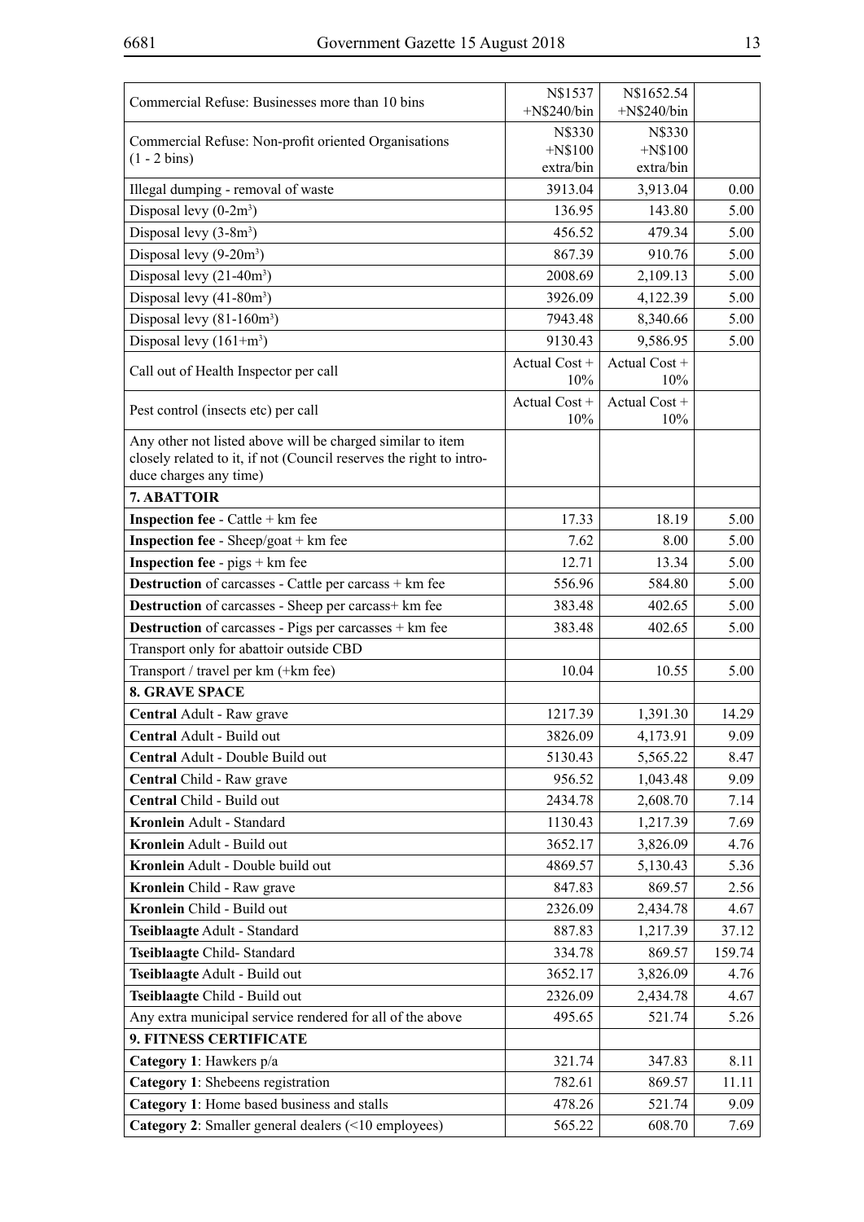| | | | |
|---|---|---|---|
| Commercial Refuse: Businesses more than 10 bins | N$1537 +N$240/bin | N$1652.54 +N$240/bin | |
| Commercial Refuse: Non-profit oriented Organisations (1 - 2 bins) | N$330 +N$100 extra/bin | N$330 +N$100 extra/bin | |
| Illegal dumping - removal of waste | 3913.04 | 3,913.04 | 0.00 |
| Disposal levy (0-2m³) | 136.95 | 143.80 | 5.00 |
| Disposal levy (3-8m³) | 456.52 | 479.34 | 5.00 |
| Disposal levy (9-20m³) | 867.39 | 910.76 | 5.00 |
| Disposal levy (21-40m³) | 2008.69 | 2,109.13 | 5.00 |
| Disposal levy (41-80m³) | 3926.09 | 4,122.39 | 5.00 |
| Disposal levy (81-160m³) | 7943.48 | 8,340.66 | 5.00 |
| Disposal levy (161+m³) | 9130.43 | 9,586.95 | 5.00 |
| Call out of Health Inspector per call | Actual Cost + 10% | Actual Cost + 10% | |
| Pest control (insects etc) per call | Actual Cost + 10% | Actual Cost + 10% | |
| Any other not listed above will be charged similar to item closely related to it, if not (Council reserves the right to introduce charges any time) | | | |
| **7. ABATTOIR** | | | |
| **Inspection fee** - Cattle + km fee | 17.33 | 18.19 | 5.00 |
| **Inspection fee** - Sheep/goat + km fee | 7.62 | 8.00 | 5.00 |
| **Inspection fee** - pigs + km fee | 12.71 | 13.34 | 5.00 |
| **Destruction** of carcasses - Cattle per carcass + km fee | 556.96 | 584.80 | 5.00 |
| **Destruction** of carcasses - Sheep per carcass+ km fee | 383.48 | 402.65 | 5.00 |
| **Destruction** of carcasses - Pigs per carcasses + km fee | 383.48 | 402.65 | 5.00 |
| Transport only for abattoir outside CBD | | | |
| Transport / travel per km (+km fee) | 10.04 | 10.55 | 5.00 |
| **8. GRAVE SPACE** | | | |
| **Central** Adult - Raw grave | 1217.39 | 1,391.30 | 14.29 |
| **Central** Adult - Build out | 3826.09 | 4,173.91 | 9.09 |
| **Central** Adult - Double Build out | 5130.43 | 5,565.22 | 8.47 |
| **Central** Child - Raw grave | 956.52 | 1,043.48 | 9.09 |
| **Central** Child - Build out | 2434.78 | 2,608.70 | 7.14 |
| **Kronlein** Adult - Standard | 1130.43 | 1,217.39 | 7.69 |
| **Kronlein** Adult - Build out | 3652.17 | 3,826.09 | 4.76 |
| **Kronlein** Adult - Double build out | 4869.57 | 5,130.43 | 5.36 |
| **Kronlein** Child - Raw grave | 847.83 | 869.57 | 2.56 |
| **Kronlein** Child - Build out | 2326.09 | 2,434.78 | 4.67 |
| **Tseiblaagte** Adult - Standard | 887.83 | 1,217.39 | 37.12 |
| **Tseiblaagte** Child- Standard | 334.78 | 869.57 | 159.74 |
| **Tseiblaagte** Adult - Build out | 3652.17 | 3,826.09 | 4.76 |
| **Tseiblaagte** Child - Build out | 2326.09 | 2,434.78 | 4.67 |
| Any extra municipal service rendered for all of the above | 495.65 | 521.74 | 5.26 |
| **9. FITNESS CERTIFICATE** | | | |
| **Category 1**: Hawkers p/a | 321.74 | 347.83 | 8.11 |
| **Category 1**: Shebeens registration | 782.61 | 869.57 | 11.11 |
| **Category 1**: Home based business and stalls | 478.26 | 521.74 | 9.09 |
| **Category 2**: Smaller general dealers (<10 employees) | 565.22 | 608.70 | 7.69 |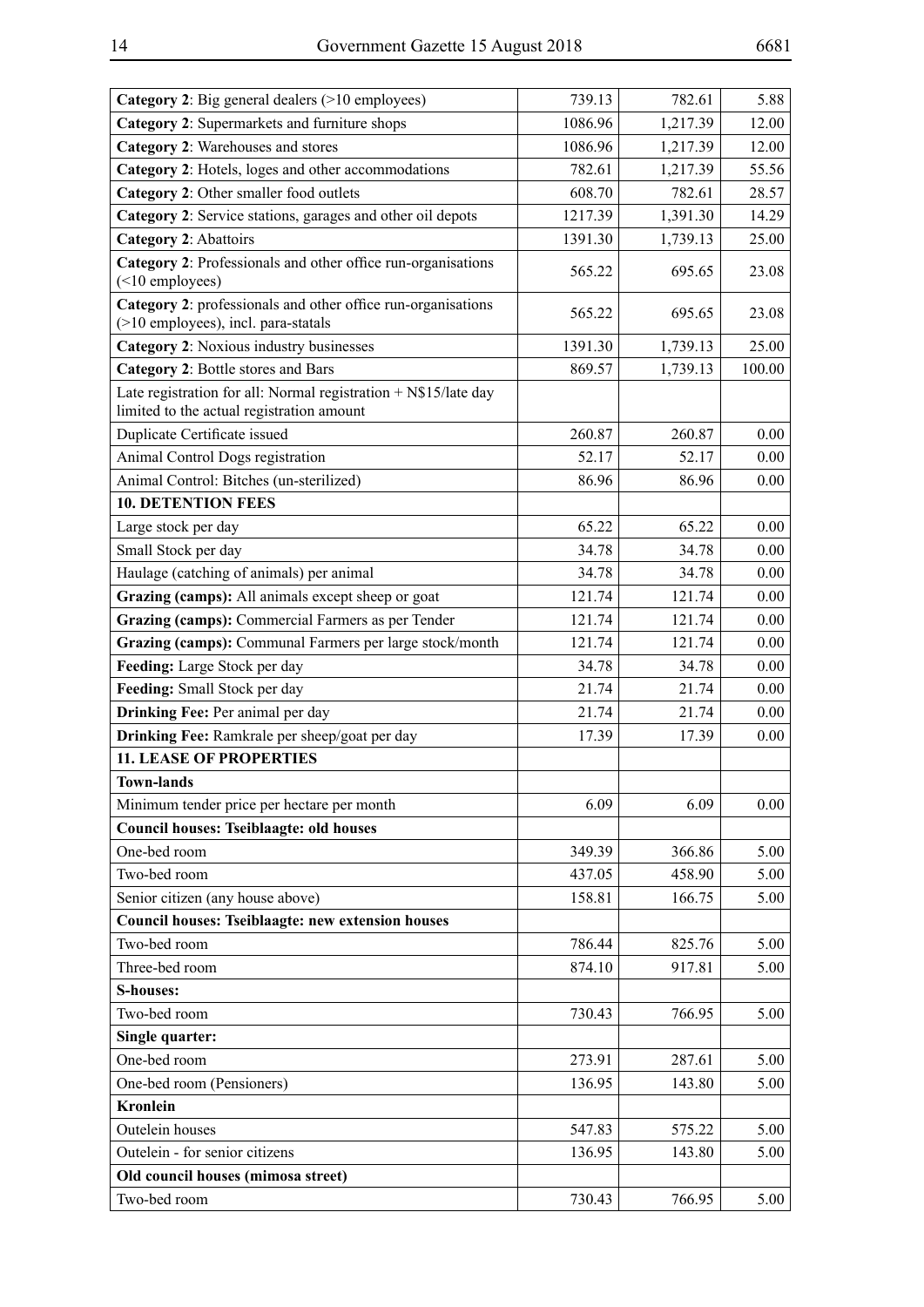| | | | |
|---|---|---|---|
| **Category 2**: Big general dealers (>10 employees) | 739.13 | 782.61 | 5.88 |
| **Category 2**: Supermarkets and furniture shops | 1086.96 | 1,217.39 | 12.00 |
| **Category 2**: Warehouses and stores | 1086.96 | 1,217.39 | 12.00 |
| **Category 2**: Hotels, loges and other accommodations | 782.61 | 1,217.39 | 55.56 |
| **Category 2**: Other smaller food outlets | 608.70 | 782.61 | 28.57 |
| **Category 2**: Service stations, garages and other oil depots | 1217.39 | 1,391.30 | 14.29 |
| **Category 2**: Abattoirs | 1391.30 | 1,739.13 | 25.00 |
| **Category 2**: Professionals and other office run-organisations (<10 employees) | 565.22 | 695.65 | 23.08 |
| **Category 2**: professionals and other office run-organisations (>10 employees), incl. para-statals | 565.22 | 695.65 | 23.08 |
| **Category 2**: Noxious industry businesses | 1391.30 | 1,739.13 | 25.00 |
| **Category 2**: Bottle stores and Bars | 869.57 | 1,739.13 | 100.00 |
| Late registration for all: Normal registration + N$15/late day limited to the actual registration amount | | | |
| Duplicate Certificate issued | 260.87 | 260.87 | 0.00 |
| Animal Control Dogs registration | 52.17 | 52.17 | 0.00 |
| Animal Control: Bitches (un-sterilized) | 86.96 | 86.96 | 0.00 |
| **10. DETENTION FEES** | | | |
| Large stock per day | 65.22 | 65.22 | 0.00 |
| Small Stock per day | 34.78 | 34.78 | 0.00 |
| Haulage (catching of animals) per animal | 34.78 | 34.78 | 0.00 |
| **Grazing (camps):** All animals except sheep or goat | 121.74 | 121.74 | 0.00 |
| **Grazing (camps):** Commercial Farmers as per Tender | 121.74 | 121.74 | 0.00 |
| **Grazing (camps):** Communal Farmers per large stock/month | 121.74 | 121.74 | 0.00 |
| **Feeding:** Large Stock per day | 34.78 | 34.78 | 0.00 |
| **Feeding:** Small Stock per day | 21.74 | 21.74 | 0.00 |
| **Drinking Fee:** Per animal per day | 21.74 | 21.74 | 0.00 |
| **Drinking Fee:** Ramkrale per sheep/goat per day | 17.39 | 17.39 | 0.00 |
| **11. LEASE OF PROPERTIES** | | | |
| **Town-lands** | | | |
| Minimum tender price per hectare per month | 6.09 | 6.09 | 0.00 |
| **Council houses: Tseiblaagte: old houses** | | | |
| One-bed room | 349.39 | 366.86 | 5.00 |
| Two-bed room | 437.05 | 458.90 | 5.00 |
| Senior citizen (any house above) | 158.81 | 166.75 | 5.00 |
| **Council houses: Tseiblaagte: new extension houses** | | | |
| Two-bed room | 786.44 | 825.76 | 5.00 |
| Three-bed room | 874.10 | 917.81 | 5.00 |
| **S-houses:** | | | |
| Two-bed room | 730.43 | 766.95 | 5.00 |
| **Single quarter:** | | | |
| One-bed room | 273.91 | 287.61 | 5.00 |
| One-bed room (Pensioners) | 136.95 | 143.80 | 5.00 |
| **Kronlein** | | | |
| Outelein houses | 547.83 | 575.22 | 5.00 |
| Outelein - for senior citizens | 136.95 | 143.80 | 5.00 |
| **Old council houses (mimosa street)** | | | |
| Two-bed room | 730.43 | 766.95 | 5.00 |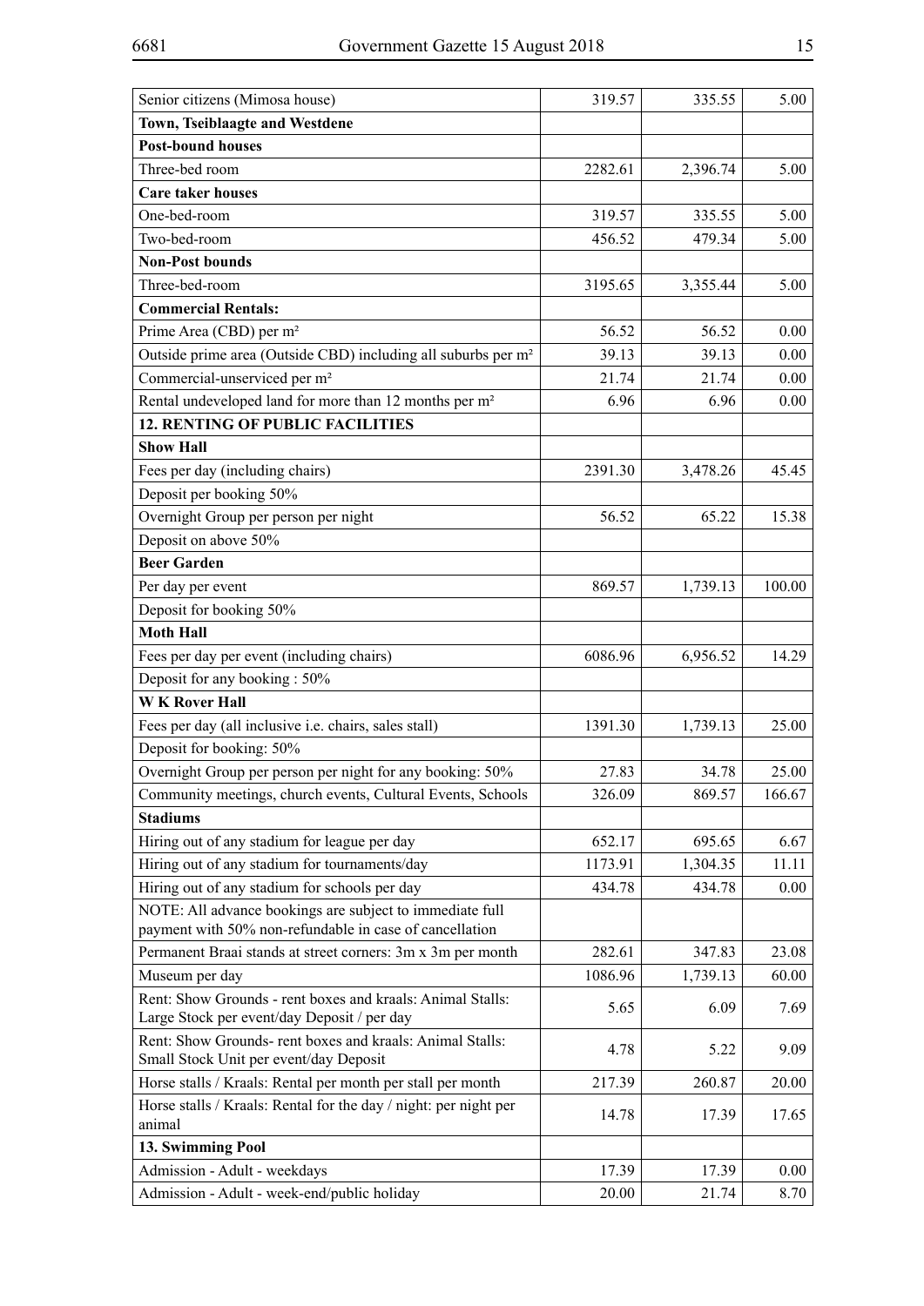| | | | |
|---|---|---|---|
| Senior citizens (Mimosa house) | 319.57 | 335.55 | 5.00 |
| **Town, Tseiblaagte and Westdene** | | | |
| **Post-bound houses** | | | |
| Three-bed room | 2282.61 | 2,396.74 | 5.00 |
| **Care taker houses** | | | |
| One-bed-room | 319.57 | 335.55 | 5.00 |
| Two-bed-room | 456.52 | 479.34 | 5.00 |
| **Non-Post bounds** | | | |
| Three-bed-room | 3195.65 | 3,355.44 | 5.00 |
| **Commercial Rentals:** | | | |
| Prime Area (CBD) per m² | 56.52 | 56.52 | 0.00 |
| Outside prime area (Outside CBD) including all suburbs per m² | 39.13 | 39.13 | 0.00 |
| Commercial-unserviced per m² | 21.74 | 21.74 | 0.00 |
| Rental undeveloped land for more than 12 months per m² | 6.96 | 6.96 | 0.00 |
| **12. RENTING OF PUBLIC FACILITIES** | | | |
| **Show Hall** | | | |
| Fees per day (including chairs) | 2391.30 | 3,478.26 | 45.45 |
| Deposit per booking 50% | | | |
| Overnight Group per person per night | 56.52 | 65.22 | 15.38 |
| Deposit on above 50% | | | |
| **Beer Garden** | | | |
| Per day per event | 869.57 | 1,739.13 | 100.00 |
| Deposit for booking 50% | | | |
| **Moth Hall** | | | |
| Fees per day per event (including chairs) | 6086.96 | 6,956.52 | 14.29 |
| Deposit for any booking : 50% | | | |
| **W K Rover Hall** | | | |
| Fees per day (all inclusive i.e. chairs, sales stall) | 1391.30 | 1,739.13 | 25.00 |
| Deposit for booking: 50% | | | |
| Overnight Group per person per night for any booking: 50% | 27.83 | 34.78 | 25.00 |
| Community meetings, church events, Cultural Events, Schools | 326.09 | 869.57 | 166.67 |
| **Stadiums** | | | |
| Hiring out of any stadium for league per day | 652.17 | 695.65 | 6.67 |
| Hiring out of any stadium for tournaments/day | 1173.91 | 1,304.35 | 11.11 |
| Hiring out of any stadium for schools per day | 434.78 | 434.78 | 0.00 |
| NOTE: All advance bookings are subject to immediate full payment with 50% non-refundable in case of cancellation | | | |
| Permanent Braai stands at street corners: 3m x 3m per month | 282.61 | 347.83 | 23.08 |
| Museum per day | 1086.96 | 1,739.13 | 60.00 |
| Rent: Show Grounds - rent boxes and kraals: Animal Stalls: Large Stock per event/day Deposit / per day | 5.65 | 6.09 | 7.69 |
| Rent: Show Grounds- rent boxes and kraals: Animal Stalls: Small Stock Unit per event/day Deposit | 4.78 | 5.22 | 9.09 |
| Horse stalls / Kraals: Rental per month per stall per month | 217.39 | 260.87 | 20.00 |
| Horse stalls / Kraals: Rental for the day / night: per night per animal | 14.78 | 17.39 | 17.65 |
| **13. Swimming Pool** | | | |
| Admission - Adult - weekdays | 17.39 | 17.39 | 0.00 |
| Admission - Adult - week-end/public holiday | 20.00 | 21.74 | 8.70 |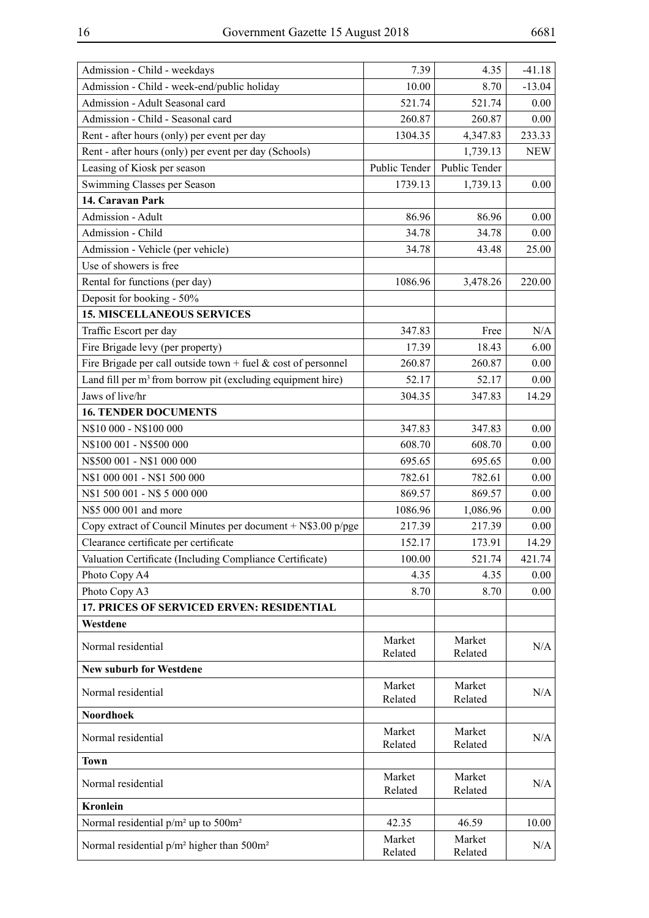| | | | |
|---|---|---|---|
| Admission - Child - weekdays | 7.39 | 4.35 | -41.18 |
| Admission - Child - week-end/public holiday | 10.00 | 8.70 | -13.04 |
| Admission - Adult Seasonal card | 521.74 | 521.74 | 0.00 |
| Admission - Child - Seasonal card | 260.87 | 260.87 | 0.00 |
| Rent - after hours (only) per event per day | 1304.35 | 4,347.83 | 233.33 |
| Rent - after hours (only) per event per day (Schools) | | 1,739.13 | NEW |
| Leasing of Kiosk per season | Public Tender | Public Tender | |
| Swimming Classes per Season | 1739.13 | 1,739.13 | 0.00 |
| **14. Caravan Park** | | | |
| Admission - Adult | 86.96 | 86.96 | 0.00 |
| Admission - Child | 34.78 | 34.78 | 0.00 |
| Admission - Vehicle (per vehicle) | 34.78 | 43.48 | 25.00 |
| Use of showers is free | | | |
| Rental for functions (per day) | 1086.96 | 3,478.26 | 220.00 |
| Deposit for booking - 50% | | | |
| **15. MISCELLANEOUS SERVICES** | | | |
| Traffic Escort per day | 347.83 | Free | N/A |
| Fire Brigade levy (per property) | 17.39 | 18.43 | 6.00 |
| Fire Brigade per call outside town + fuel & cost of personnel | 260.87 | 260.87 | 0.00 |
| Land fill per $m^3$ from borrow pit (excluding equipment hire) | 52.17 | 52.17 | 0.00 |
| Jaws of live/hr | 304.35 | 347.83 | 14.29 |
| **16. TENDER DOCUMENTS** | | | |
| N$10 000 - N$100 000 | 347.83 | 347.83 | 0.00 |
| N$100 001 - N$500 000 | 608.70 | 608.70 | 0.00 |
| N$500 001 - N$1 000 000 | 695.65 | 695.65 | 0.00 |
| N$1 000 001 - N$1 500 000 | 782.61 | 782.61 | 0.00 |
| N$1 500 001 - N$ 5 000 000 | 869.57 | 869.57 | 0.00 |
| N$5 000 001 and more | 1086.96 | 1,086.96 | 0.00 |
| Copy extract of Council Minutes per document + N$3.00 p/pge | 217.39 | 217.39 | 0.00 |
| Clearance certificate per certificate | 152.17 | 173.91 | 14.29 |
| Valuation Certificate (Including Compliance Certificate) | 100.00 | 521.74 | 421.74 |
| Photo Copy A4 | 4.35 | 4.35 | 0.00 |
| Photo Copy A3 | 8.70 | 8.70 | 0.00 |
| **17. PRICES OF SERVICED ERVEN: RESIDENTIAL** | | | |
| **Westdene** | | | |
| Normal residential | Market Related | Market Related | N/A |
| **New suburb for Westdene** | | | |
| Normal residential | Market Related | Market Related | N/A |
| **Noordhoek** | | | |
| Normal residential | Market Related | Market Related | N/A |
| **Town** | | | |
| Normal residential | Market Related | Market Related | N/A |
| **Kronlein** | | | |
| Normal residential p/$m^2$ up to 500$m^2$ | 42.35 | 46.59 | 10.00 |
| Normal residential p/$m^2$ higher than 500$m^2$ | Market Related | Market Related | N/A |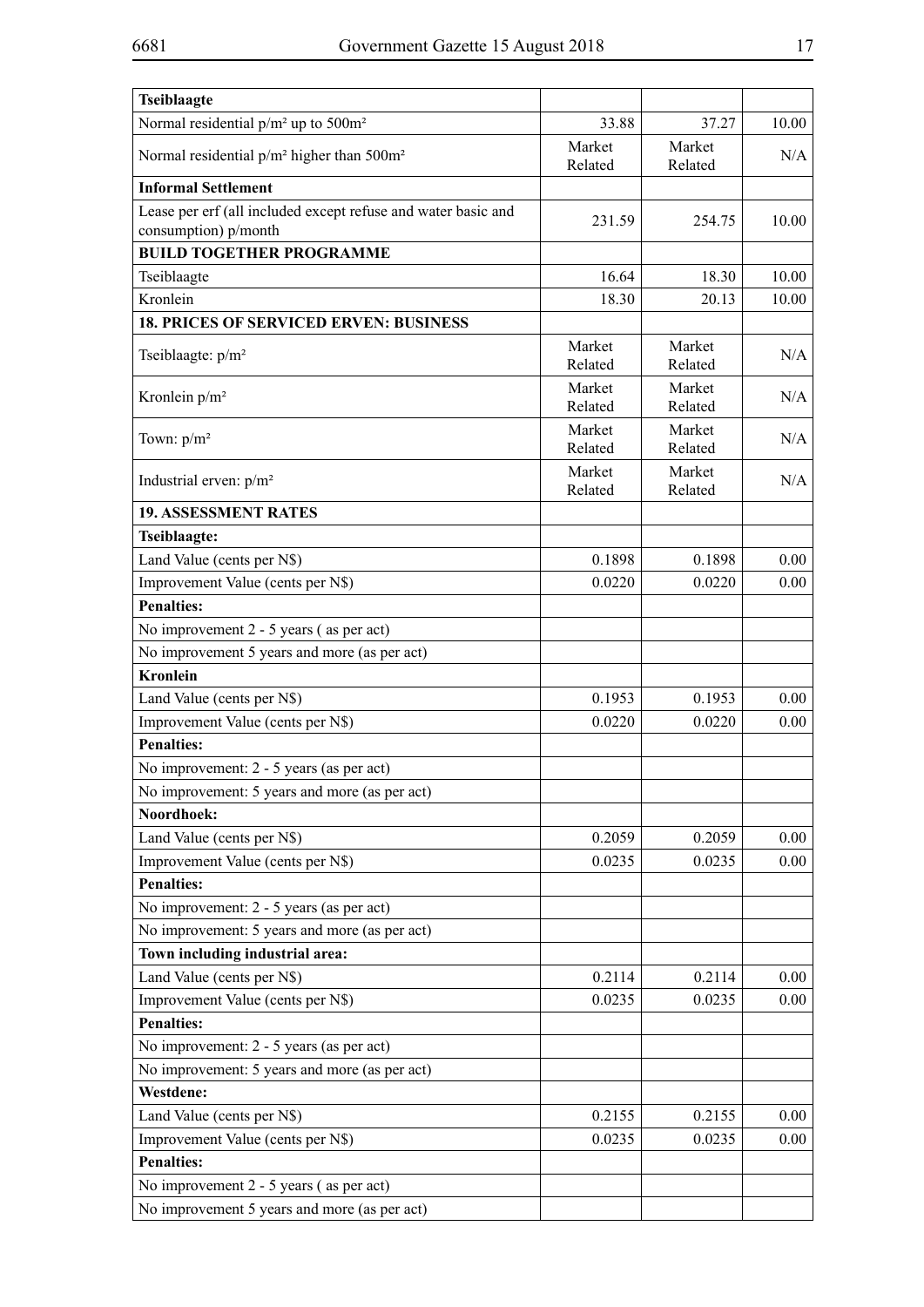| | | | |
|---|---|---|---|
| **Tseiblaagte** | | | |
| Normal residential p/m² up to 500m² | 33.88 | 37.27 | 10.00 |
| Normal residential p/m² higher than 500m² | Market Related | Market Related | N/A |
| **Informal Settlement** | | | |
| Lease per erf (all included except refuse and water basic and consumption) p/month | 231.59 | 254.75 | 10.00 |
| **BUILD TOGETHER PROGRAMME** | | | |
| Tseiblaagte | 16.64 | 18.30 | 10.00 |
| Kronlein | 18.30 | 20.13 | 10.00 |
| **18. PRICES OF SERVICED ERVEN: BUSINESS** | | | |
| Tseiblaagte: p/m² | Market Related | Market Related | N/A |
| Kronlein p/m² | Market Related | Market Related | N/A |
| Town: p/m² | Market Related | Market Related | N/A |
| Industrial erven: p/m² | Market Related | Market Related | N/A |
| **19. ASSESSMENT RATES** | | | |
| **Tseiblaagte:** | | | |
| Land Value (cents per N$) | 0.1898 | 0.1898 | 0.00 |
| Improvement Value (cents per N$) | 0.0220 | 0.0220 | 0.00 |
| **Penalties:** | | | |
| No improvement 2 - 5 years ( as per act) | | | |
| No improvement 5 years and more (as per act) | | | |
| **Kronlein** | | | |
| Land Value (cents per N$) | 0.1953 | 0.1953 | 0.00 |
| Improvement Value (cents per N$) | 0.0220 | 0.0220 | 0.00 |
| **Penalties:** | | | |
| No improvement: 2 - 5 years (as per act) | | | |
| No improvement: 5 years and more (as per act) | | | |
| **Noordhoek:** | | | |
| Land Value (cents per N$) | 0.2059 | 0.2059 | 0.00 |
| Improvement Value (cents per N$) | 0.0235 | 0.0235 | 0.00 |
| **Penalties:** | | | |
| No improvement: 2 - 5 years (as per act) | | | |
| No improvement: 5 years and more (as per act) | | | |
| **Town including industrial area:** | | | |
| Land Value (cents per N$) | 0.2114 | 0.2114 | 0.00 |
| Improvement Value (cents per N$) | 0.0235 | 0.0235 | 0.00 |
| **Penalties:** | | | |
| No improvement: 2 - 5 years (as per act) | | | |
| No improvement: 5 years and more (as per act) | | | |
| **Westdene:** | | | |
| Land Value (cents per N$) | 0.2155 | 0.2155 | 0.00 |
| Improvement Value (cents per N$) | 0.0235 | 0.0235 | 0.00 |
| **Penalties:** | | | |
| No improvement 2 - 5 years ( as per act) | | | |
| No improvement 5 years and more (as per act) | | | |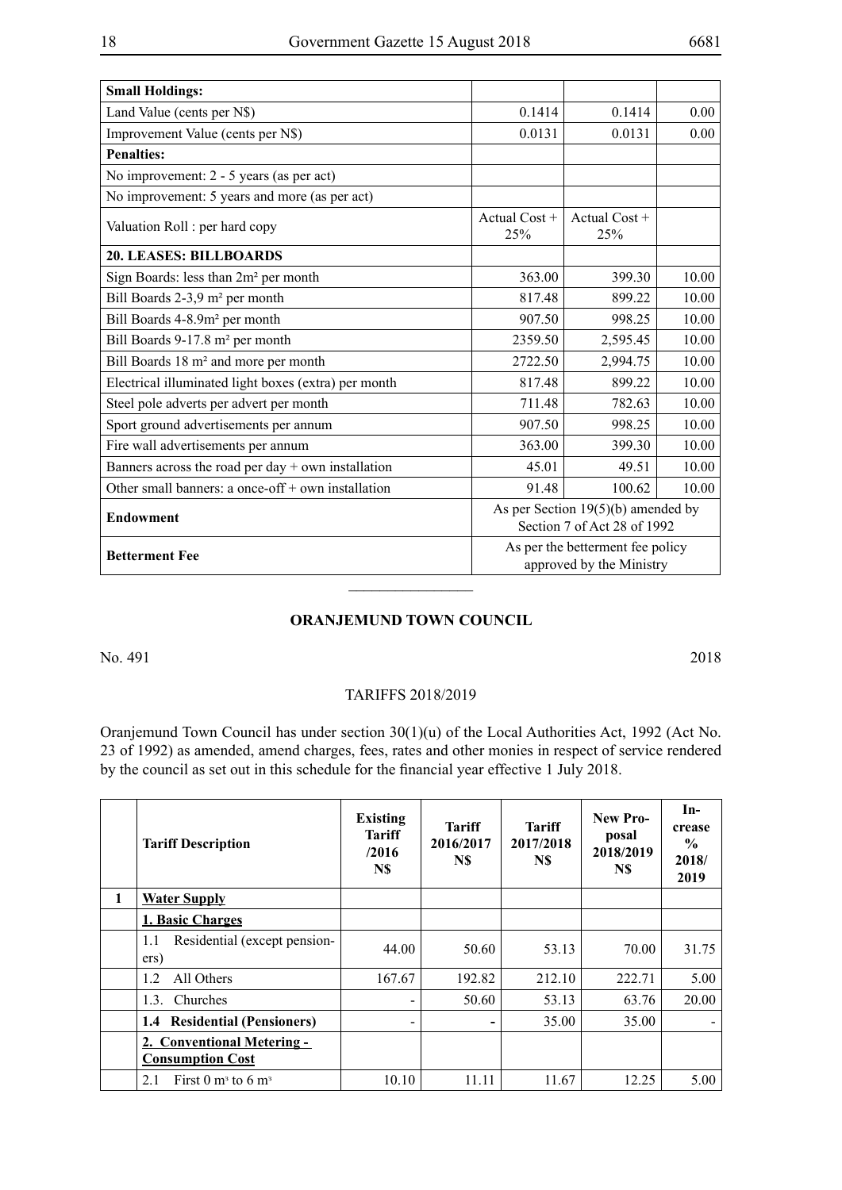| | | | |
|---|---|---|---|
| **Small Holdings:** | | | |
| Land Value (cents per N$) | 0.1414 | 0.1414 | 0.00 |
| Improvement Value (cents per N$) | 0.0131 | 0.0131 | 0.00 |
| **Penalties:** | | | |
| No improvement: 2 - 5 years (as per act) | | | |
| No improvement: 5 years and more (as per act) | | | |
| Valuation Roll : per hard copy | Actual Cost + 25% | Actual Cost + 25% | |
| **20. LEASES: BILLBOARDS** | | | |
| Sign Boards: less than 2m² per month | 363.00 | 399.30 | 10.00 |
| Bill Boards 2-3,9 m² per month | 817.48 | 899.22 | 10.00 |
| Bill Boards 4-8.9m² per month | 907.50 | 998.25 | 10.00 |
| Bill Boards 9-17.8 m² per month | 2359.50 | 2,595.45 | 10.00 |
| Bill Boards 18 m² and more per month | 2722.50 | 2,994.75 | 10.00 |
| Electrical illuminated light boxes (extra) per month | 817.48 | 899.22 | 10.00 |
| Steel pole adverts per advert per month | 711.48 | 782.63 | 10.00 |
| Sport ground advertisements per annum | 907.50 | 998.25 | 10.00 |
| Fire wall advertisements per annum | 363.00 | 399.30 | 10.00 |
| Banners across the road per day + own installation | 45.01 | 49.51 | 10.00 |
| Other small banners: a once-off + own installation | 91.48 | 100.62 | 10.00 |
| **Endowment** | As per Section 19(5)(b) amended by Section 7 of Act 28 of 1992 | | |
| **Betterment Fee** | As per the betterment fee policy approved by the Ministry | | |

---

## ORANJEMUND TOWN COUNCIL

No. 491 2018

TARIFFS 2018/2019

Oranjemund Town Council has under section 30(1)(u) of the Local Authorities Act, 1992 (Act No. 23 of 1992) as amended, amend charges, fees, rates and other monies in respect of service rendered by the council as set out in this schedule for the financial year effective 1 July 2018.

| | Tariff Description | Existing Tariff /2016 N$ | Tariff 2016/2017 N$ | Tariff 2017/2018 N$ | New Proposal 2018/2019 N$ | Increase % 2018/2019 |
|---|---|---|---|---|---|---|
| 1 | **Water Supply** | | | | | |
| | **1. Basic Charges** | | | | | |
| | 1.1 Residential (except pensioners) | 44.00 | 50.60 | 53.13 | 70.00 | 31.75 |
| | 1.2 All Others | 167.67 | 192.82 | 212.10 | 222.71 | 5.00 |
| | 1.3. Churches | - | 50.60 | 53.13 | 63.76 | 20.00 |
| | **1.4 Residential (Pensioners)** | - | - | 35.00 | 35.00 | - |
| | **2. Conventional Metering - Consumption Cost** | | | | | |
| | 2.1 First 0 m³ to 6 m³ | 10.10 | 11.11 | 11.67 | 12.25 | 5.00 |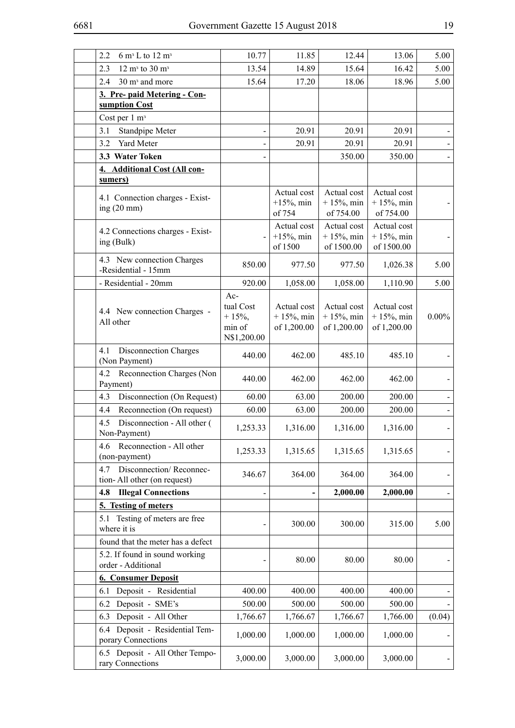| | | | | | | |
|---|---|---|---|---|---|---|
| | 2.2 6 m³ L to 12 m³ | 10.77 | 11.85 | 12.44 | 13.06 | 5.00 |
| | 2.3 12 m³ to 30 m³ | 13.54 | 14.89 | 15.64 | 16.42 | 5.00 |
| | 2.4 30 m³ and more | 15.64 | 17.20 | 18.06 | 18.96 | 5.00 |
| | **3. Pre- paid Metering - Consumption Cost** | | | | | |
| | Cost per 1 m³ | | | | | |
| | 3.1 Standpipe Meter | - | 20.91 | 20.91 | 20.91 | - |
| | 3.2 Yard Meter | - | 20.91 | 20.91 | 20.91 | - |
| | **3.3 Water Token** | - | | 350.00 | 350.00 | - |
| | **4. Additional Cost (All consumers)** | | | | | |
| | 4.1 Connection charges - Existing (20 mm) | | Actual cost +15%, min of 754 | Actual cost + 15%, min of 754.00 | Actual cost + 15%, min of 754.00 | - |
| | 4.2 Connections charges - Existing (Bulk) | - | Actual cost +15%, min of 1500 | Actual cost + 15%, min of 1500.00 | Actual cost + 15%, min of 1500.00 | - |
| | 4.3 New connection Charges -Residential - 15mm | 850.00 | 977.50 | 977.50 | 1,026.38 | 5.00 |
| | - Residential - 20mm | 920.00 | 1,058.00 | 1,058.00 | 1,110.90 | 5.00 |
| | 4.4 New connection Charges - All other | Actual Cost + 15%, min of N$1,200.00 | Actual cost + 15%, min of 1,200.00 | Actual cost + 15%, min of 1,200.00 | Actual cost + 15%, min of 1,200.00 | 0.00% |
| | 4.1 Disconnection Charges (Non Payment) | 440.00 | 462.00 | 485.10 | 485.10 | - |
| | 4.2 Reconnection Charges (Non Payment) | 440.00 | 462.00 | 462.00 | 462.00 | - |
| | 4.3 Disconnection (On Request) | 60.00 | 63.00 | 200.00 | 200.00 | - |
| | 4.4 Reconnection (On request) | 60.00 | 63.00 | 200.00 | 200.00 | - |
| | 4.5 Disconnection - All other ( Non-Payment) | 1,253.33 | 1,316.00 | 1,316.00 | 1,316.00 | - |
| | 4.6 Reconnection - All other (non-payment) | 1,253.33 | 1,315.65 | 1,315.65 | 1,315.65 | - |
| | 4.7 Disconnection/ Reconnection- All other (on request) | 346.67 | 364.00 | 364.00 | 364.00 | - |
| | **4.8 Illegal Connections** | - | **-** | **2,000.00** | **2,000.00** | - |
| | **5. Testing of meters** | | | | | |
| | 5.1 Testing of meters are free where it is | - | 300.00 | 300.00 | 315.00 | 5.00 |
| | found that the meter has a defect | | | | | |
| | 5.2. If found in sound working order - Additional | - | 80.00 | 80.00 | 80.00 | - |
| | **6. Consumer Deposit** | | | | | |
| | 6.1 Deposit - Residential | 400.00 | 400.00 | 400.00 | 400.00 | - |
| | 6.2 Deposit - SME's | 500.00 | 500.00 | 500.00 | 500.00 | - |
| | 6.3 Deposit - All Other | 1,766.67 | 1,766.67 | 1,766.67 | 1,766.00 | (0.04) |
| | 6.4 Deposit - Residential Temporary Connections | 1,000.00 | 1,000.00 | 1,000.00 | 1,000.00 | - |
| | 6.5 Deposit - All Other Temporary Connections | 3,000.00 | 3,000.00 | 3,000.00 | 3,000.00 | - |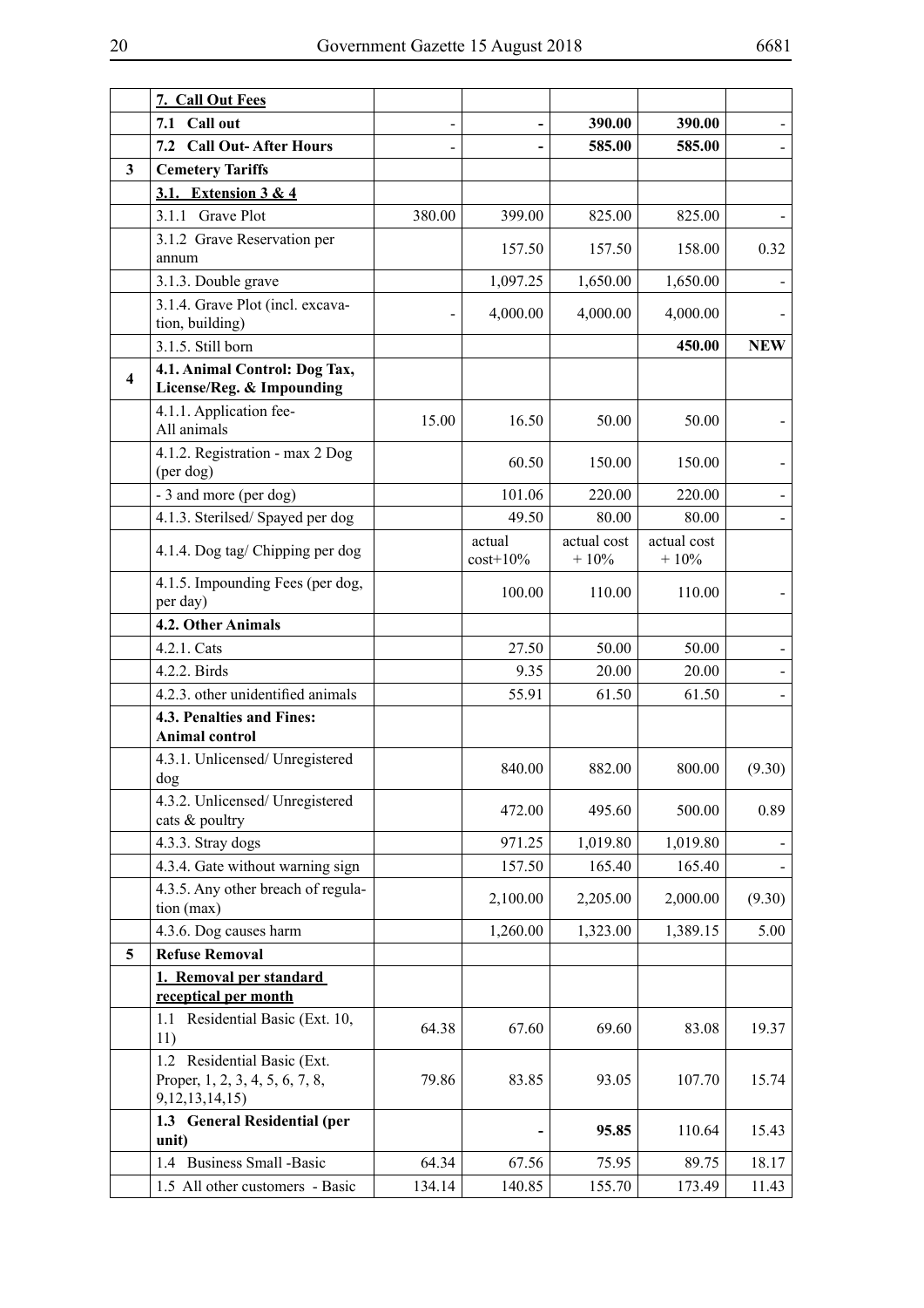| | | | | | | |
|---|---|---|---|---|---|---|
| | **7. Call Out Fees** | | | | | |
| | **7.1 Call out** | - | **-** | **390.00** | **390.00** | - |
| | **7.2 Call Out- After Hours** | - | **-** | **585.00** | **585.00** | - |
| **3** | **Cemetery Tariffs** | | | | | |
| | **3.1. Extension 3 & 4** | | | | | |
| | 3.1.1 Grave Plot | 380.00 | 399.00 | 825.00 | 825.00 | - |
| | 3.1.2 Grave Reservation per annum | | 157.50 | 157.50 | 158.00 | 0.32 |
| | 3.1.3. Double grave | | 1,097.25 | 1,650.00 | 1,650.00 | - |
| | 3.1.4. Grave Plot (incl. excavation, building) | - | 4,000.00 | 4,000.00 | 4,000.00 | - |
| | 3.1.5. Still born | | | | **450.00** | **NEW** |
| **4** | **4.1. Animal Control: Dog Tax, License/Reg. & Impounding** | | | | | |
| | 4.1.1. Application fee- All animals | 15.00 | 16.50 | 50.00 | 50.00 | - |
| | 4.1.2. Registration - max 2 Dog (per dog) | | 60.50 | 150.00 | 150.00 | - |
| | - 3 and more (per dog) | | 101.06 | 220.00 | 220.00 | - |
| | 4.1.3. Sterilsed/ Spayed per dog | | 49.50 | 80.00 | 80.00 | - |
| | 4.1.4. Dog tag/ Chipping per dog | | actual cost+10% | actual cost + 10% | actual cost + 10% | |
| | 4.1.5. Impounding Fees (per dog, per day) | | 100.00 | 110.00 | 110.00 | - |
| | **4.2. Other Animals** | | | | | |
| | 4.2.1. Cats | | 27.50 | 50.00 | 50.00 | - |
| | 4.2.2. Birds | | 9.35 | 20.00 | 20.00 | - |
| | 4.2.3. other unidentified animals | | 55.91 | 61.50 | 61.50 | - |
| | **4.3. Penalties and Fines: Animal control** | | | | | |
| | 4.3.1. Unlicensed/ Unregistered dog | | 840.00 | 882.00 | 800.00 | (9.30) |
| | 4.3.2. Unlicensed/ Unregistered cats & poultry | | 472.00 | 495.60 | 500.00 | 0.89 |
| | 4.3.3. Stray dogs | | 971.25 | 1,019.80 | 1,019.80 | - |
| | 4.3.4. Gate without warning sign | | 157.50 | 165.40 | 165.40 | - |
| | 4.3.5. Any other breach of regulation (max) | | 2,100.00 | 2,205.00 | 2,000.00 | (9.30) |
| | 4.3.6. Dog causes harm | | 1,260.00 | 1,323.00 | 1,389.15 | 5.00 |
| **5** | **Refuse Removal** | | | | | |
| | **1. Removal per standard receptical per month** | | | | | |
| | 1.1 Residential Basic (Ext. 10, 11) | 64.38 | 67.60 | 69.60 | 83.08 | 19.37 |
| | 1.2 Residential Basic (Ext. Proper, 1, 2, 3, 4, 5, 6, 7, 8, 9,12,13,14,15) | 79.86 | 83.85 | 93.05 | 107.70 | 15.74 |
| | **1.3 General Residential (per unit)** | | **-** | **95.85** | 110.64 | 15.43 |
| | 1.4 Business Small -Basic | 64.34 | 67.56 | 75.95 | 89.75 | 18.17 |
| | 1.5 All other customers - Basic | 134.14 | 140.85 | 155.70 | 173.49 | 11.43 |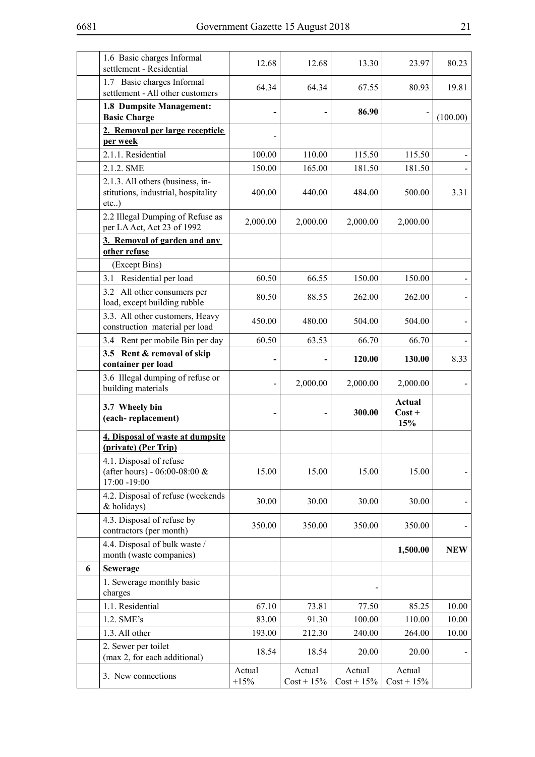| | | | | | | |
|---|---|---|---|---|---|---|
| | 1.6 Basic charges Informal settlement - Residential | 12.68 | 12.68 | 13.30 | 23.97 | 80.23 |
| | 1.7 Basic charges Informal settlement - All other customers | 64.34 | 64.34 | 67.55 | 80.93 | 19.81 |
| | **1.8 Dumpsite Management: Basic Charge** | **-** | **-** | **86.90** | - | (100.00) |
| | **2. Removal per large recepticle per week** | - | | | | |
| | 2.1.1. Residential | 100.00 | 110.00 | 115.50 | 115.50 | - |
| | 2.1.2. SME | 150.00 | 165.00 | 181.50 | 181.50 | - |
| | 2.1.3. All others (business, institutions, industrial, hospitality etc..) | 400.00 | 440.00 | 484.00 | 500.00 | 3.31 |
| | 2.2 Illegal Dumping of Refuse as per LA Act, Act 23 of 1992 | 2,000.00 | 2,000.00 | 2,000.00 | 2,000.00 | |
| | **3. Removal of garden and any other refuse** | | | | | |
| | (Except Bins) | | | | | |
| | 3.1 Residential per load | 60.50 | 66.55 | 150.00 | 150.00 | - |
| | 3.2 All other consumers per load, except building rubble | 80.50 | 88.55 | 262.00 | 262.00 | - |
| | 3.3. All other customers, Heavy construction material per load | 450.00 | 480.00 | 504.00 | 504.00 | - |
| | 3.4 Rent per mobile Bin per day | 60.50 | 63.53 | 66.70 | 66.70 | - |
| | **3.5 Rent & removal of skip container per load** | **-** | **-** | **120.00** | **130.00** | 8.33 |
| | 3.6 Illegal dumping of refuse or building materials | - | 2,000.00 | 2,000.00 | 2,000.00 | - |
| | **3.7 Wheely bin (each- replacement)** | **-** | **-** | **300.00** | **Actual Cost + 15%** | |
| | **4. Disposal of waste at dumpsite (private) (Per Trip)** | | | | | |
| | 4.1. Disposal of refuse (after hours) - 06:00-08:00 & 17:00 -19:00 | 15.00 | 15.00 | 15.00 | 15.00 | - |
| | 4.2. Disposal of refuse (weekends & holidays) | 30.00 | 30.00 | 30.00 | 30.00 | - |
| | 4.3. Disposal of refuse by contractors (per month) | 350.00 | 350.00 | 350.00 | 350.00 | - |
| | 4.4. Disposal of bulk waste / month (waste companies) | | | | **1,500.00** | **NEW** |
| **6** | **Sewerage** | | | | | |
| | 1. Sewerage monthly basic charges | | | - | | |
| | 1.1. Residential | 67.10 | 73.81 | 77.50 | 85.25 | 10.00 |
| | 1.2. SME's | 83.00 | 91.30 | 100.00 | 110.00 | 10.00 |
| | 1.3. All other | 193.00 | 212.30 | 240.00 | 264.00 | 10.00 |
| | 2. Sewer per toilet (max 2, for each additional) | 18.54 | 18.54 | 20.00 | 20.00 | - |
| | 3. New connections | Actual +15% | Actual Cost + 15% | Actual Cost + 15% | Actual Cost + 15% | |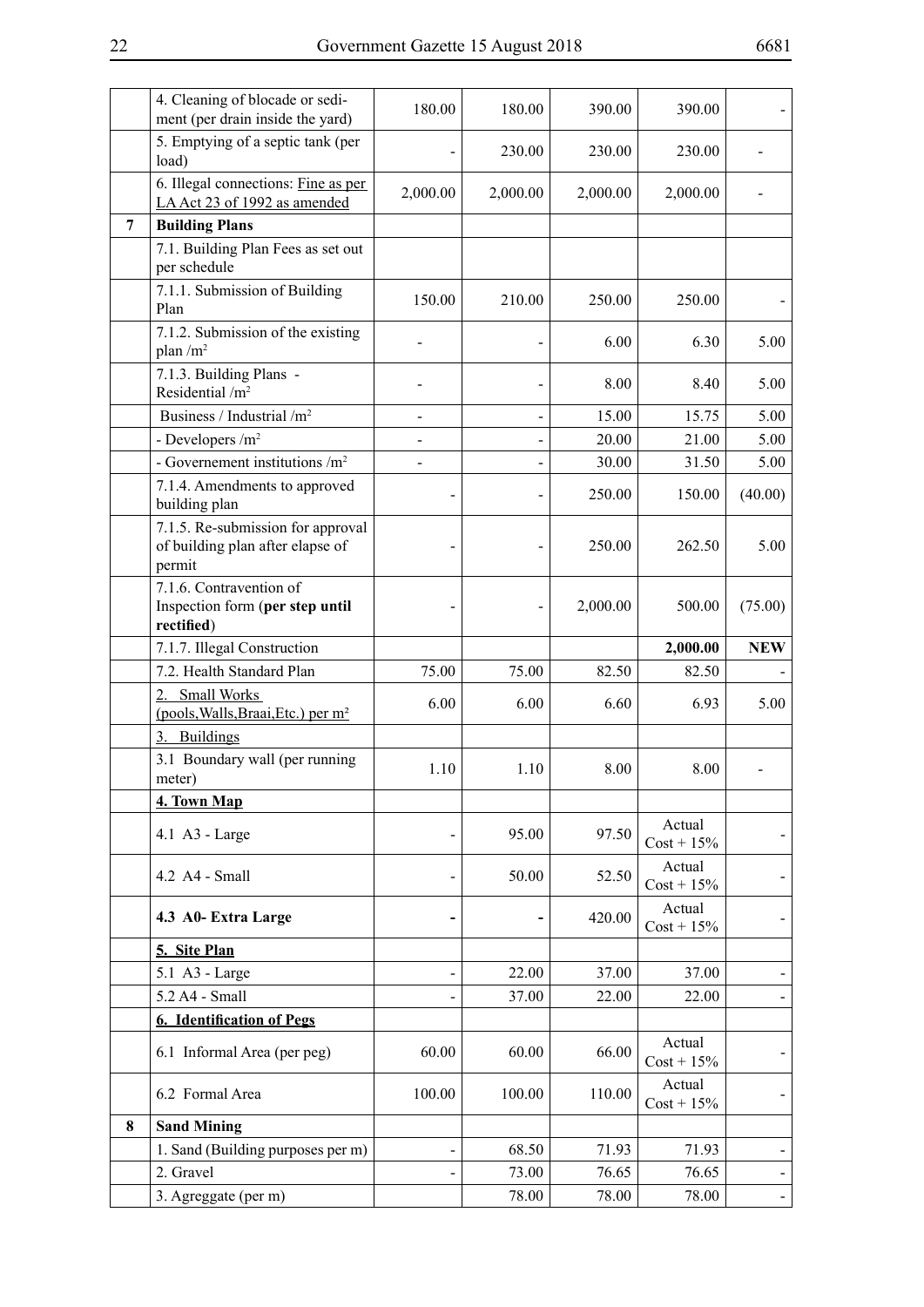| | | | | | | |
|---|---|---|---|---|---|---|
| | 4. Cleaning of blocade or sediment (per drain inside the yard) | 180.00 | 180.00 | 390.00 | 390.00 | - |
| | 5. Emptying of a septic tank (per load) | - | 230.00 | 230.00 | 230.00 | - |
| | 6. Illegal connections: Fine as per LA Act 23 of 1992 as amended | 2,000.00 | 2,000.00 | 2,000.00 | 2,000.00 | - |
| **7** | **Building Plans** | | | | | |
| | 7.1. Building Plan Fees as set out per schedule | | | | | |
| | 7.1.1. Submission of Building Plan | 150.00 | 210.00 | 250.00 | 250.00 | - |
| | 7.1.2. Submission of the existing plan /$m^2$ | - | - | 6.00 | 6.30 | 5.00 |
| | 7.1.3. Building Plans - Residential /$m^2$ | - | - | 8.00 | 8.40 | 5.00 |
| | Business / Industrial /$m^2$ | - | - | 15.00 | 15.75 | 5.00 |
| | - Developers /$m^2$ | - | - | 20.00 | 21.00 | 5.00 |
| | - Governement institutions /$m^2$ | - | - | 30.00 | 31.50 | 5.00 |
| | 7.1.4. Amendments to approved building plan | - | - | 250.00 | 150.00 | (40.00) |
| | 7.1.5. Re-submission for approval of building plan after elapse of permit | - | - | 250.00 | 262.50 | 5.00 |
| | 7.1.6. Contravention of Inspection form (**per step until rectified**) | - | - | 2,000.00 | 500.00 | (75.00) |
| | 7.1.7. Illegal Construction | | | | **2,000.00** | **NEW** |
| | 7.2. Health Standard Plan | 75.00 | 75.00 | 82.50 | 82.50 | - |
| | 2. Small Works (pools,Walls,Braai,Etc.) per $m^2$ | 6.00 | 6.00 | 6.60 | 6.93 | 5.00 |
| | 3. Buildings | | | | | |
| | 3.1 Boundary wall (per running meter) | 1.10 | 1.10 | 8.00 | 8.00 | - |
| | **4. Town Map** | | | | | |
| | 4.1 A3 - Large | - | 95.00 | 97.50 | Actual Cost + 15% | - |
| | 4.2 A4 - Small | - | 50.00 | 52.50 | Actual Cost + 15% | - |
| | **4.3 A0- Extra Large** | **-** | **-** | 420.00 | Actual Cost + 15% | - |
| | **5. Site Plan** | | | | | |
| | 5.1 A3 - Large | - | 22.00 | 37.00 | 37.00 | - |
| | 5.2 A4 - Small | - | 37.00 | 22.00 | 22.00 | - |
| | **6. Identification of Pegs** | | | | | |
| | 6.1 Informal Area (per peg) | 60.00 | 60.00 | 66.00 | Actual Cost + 15% | - |
| | 6.2 Formal Area | 100.00 | 100.00 | 110.00 | Actual Cost + 15% | - |
| **8** | **Sand Mining** | | | | | |
| | 1. Sand (Building purposes per m) | - | 68.50 | 71.93 | 71.93 | - |
| | 2. Gravel | - | 73.00 | 76.65 | 76.65 | - |
| | 3. Agreggate (per m) | | 78.00 | 78.00 | 78.00 | - |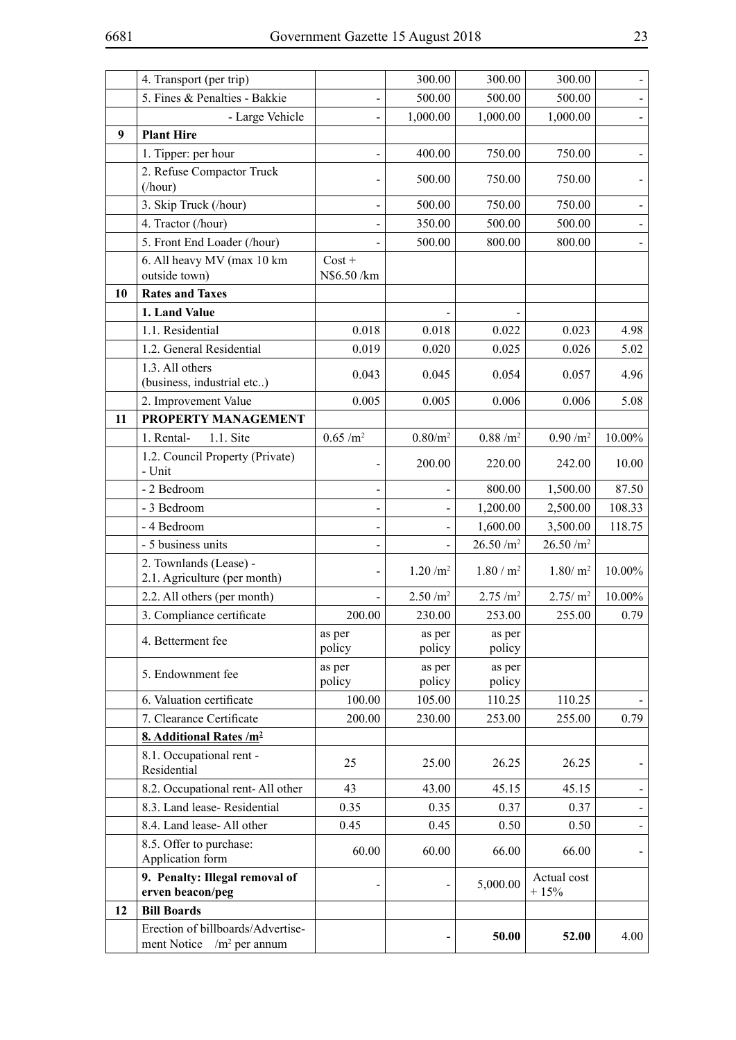| | | | | | | |
|---|---|---|---|---|---|---|
| | 4. Transport (per trip) | | 300.00 | 300.00 | 300.00 | - |
| | 5. Fines & Penalties - Bakkie | - | 500.00 | 500.00 | 500.00 | - |
| | - Large Vehicle | - | 1,000.00 | 1,000.00 | 1,000.00 | - |
| **9** | **Plant Hire** | | | | | |
| | 1. Tipper: per hour | - | 400.00 | 750.00 | 750.00 | - |
| | 2. Refuse Compactor Truck (/hour) | - | 500.00 | 750.00 | 750.00 | - |
| | 3. Skip Truck (/hour) | - | 500.00 | 750.00 | 750.00 | - |
| | 4. Tractor (/hour) | - | 350.00 | 500.00 | 500.00 | - |
| | 5. Front End Loader (/hour) | - | 500.00 | 800.00 | 800.00 | - |
| | 6. All heavy MV (max 10 km outside town) | Cost + N$6.50 /km | | | | |
| **10** | **Rates and Taxes** | | | | | |
| | **1. Land Value** | | - | - | | |
| | 1.1. Residential | 0.018 | 0.018 | 0.022 | 0.023 | 4.98 |
| | 1.2. General Residential | 0.019 | 0.020 | 0.025 | 0.026 | 5.02 |
| | 1.3. All others (business, industrial etc..) | 0.043 | 0.045 | 0.054 | 0.057 | 4.96 |
| | 2. Improvement Value | 0.005 | 0.005 | 0.006 | 0.006 | 5.08 |
| **11** | **PROPERTY MANAGEMENT** | | | | | |
| | 1. Rental- 1.1. Site | 0.65 /$m^2$ | 0.80/$m^2$ | 0.88 /$m^2$ | 0.90 /$m^2$ | 10.00% |
| | 1.2. Council Property (Private) - Unit | - | 200.00 | 220.00 | 242.00 | 10.00 |
| | - 2 Bedroom | - | - | 800.00 | 1,500.00 | 87.50 |
| | - 3 Bedroom | - | - | 1,200.00 | 2,500.00 | 108.33 |
| | - 4 Bedroom | - | - | 1,600.00 | 3,500.00 | 118.75 |
| | - 5 business units | - | - | 26.50 /$m^2$ | 26.50 /$m^2$ | |
| | 2. Townlands (Lease) - 2.1. Agriculture (per month) | - | 1.20 /$m^2$ | 1.80 / $m^2$ | 1.80/ $m^2$ | 10.00% |
| | 2.2. All others (per month) | - | 2.50 /$m^2$ | 2.75 /$m^2$ | 2.75/ $m^2$ | 10.00% |
| | 3. Compliance certificate | 200.00 | 230.00 | 253.00 | 255.00 | 0.79 |
| | 4. Betterment fee | as per policy | as per policy | as per policy | | |
| | 5. Endownment fee | as per policy | as per policy | as per policy | | |
| | 6. Valuation certificate | 100.00 | 105.00 | 110.25 | 110.25 | - |
| | 7. Clearance Certificate | 200.00 | 230.00 | 253.00 | 255.00 | 0.79 |
| | **8. Additional Rates /$m^2$** | | | | | |
| | 8.1. Occupational rent - Residential | 25 | 25.00 | 26.25 | 26.25 | - |
| | 8.2. Occupational rent- All other | 43 | 43.00 | 45.15 | 45.15 | - |
| | 8.3. Land lease- Residential | 0.35 | 0.35 | 0.37 | 0.37 | - |
| | 8.4. Land lease- All other | 0.45 | 0.45 | 0.50 | 0.50 | - |
| | 8.5. Offer to purchase: Application form | 60.00 | 60.00 | 66.00 | 66.00 | - |
| | **9. Penalty: Illegal removal of erven beacon/peg** | - | - | 5,000.00 | Actual cost + 15% | |
| **12** | **Bill Boards** | | | | | |
| | Erection of billboards/Advertisement Notice /$m^2$ per annum | | **-** | **50.00** | **52.00** | 4.00 |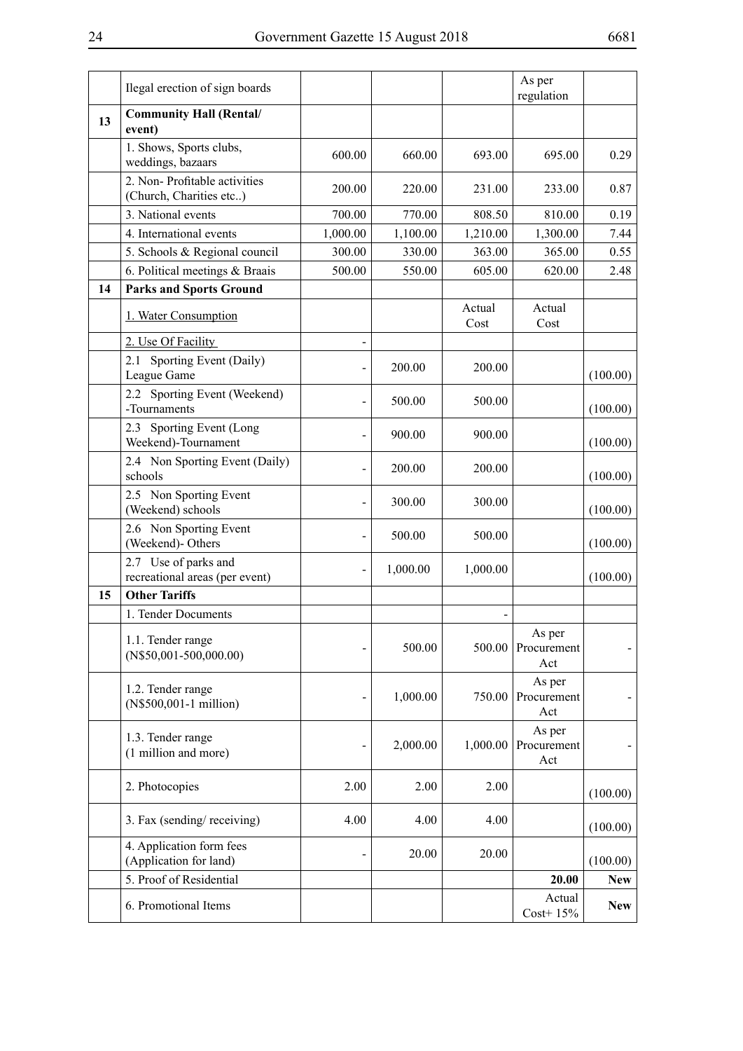| | | | | | | |
|---|---|---|---|---|---|---|
| | Ilegal erection of sign boards | | | | As per regulation | |
| **13** | **Community Hall (Rental/ event)** | | | | | |
| | 1. Shows, Sports clubs, weddings, bazaars | 600.00 | 660.00 | 693.00 | 695.00 | 0.29 |
| | 2. Non- Profitable activities (Church, Charities etc..) | 200.00 | 220.00 | 231.00 | 233.00 | 0.87 |
| | 3. National events | 700.00 | 770.00 | 808.50 | 810.00 | 0.19 |
| | 4. International events | 1,000.00 | 1,100.00 | 1,210.00 | 1,300.00 | 7.44 |
| | 5. Schools & Regional council | 300.00 | 330.00 | 363.00 | 365.00 | 0.55 |
| | 6. Political meetings & Braais | 500.00 | 550.00 | 605.00 | 620.00 | 2.48 |
| **14** | **Parks and Sports Ground** | | | | | |
| | 1. Water Consumption | | | Actual Cost | Actual Cost | |
| | 2. Use Of Facility | - | | | | |
| | 2.1 Sporting Event (Daily) League Game | - | 200.00 | 200.00 | | (100.00) |
| | 2.2 Sporting Event (Weekend) -Tournaments | - | 500.00 | 500.00 | | (100.00) |
| | 2.3 Sporting Event (Long Weekend)-Tournament | - | 900.00 | 900.00 | | (100.00) |
| | 2.4 Non Sporting Event (Daily) schools | - | 200.00 | 200.00 | | (100.00) |
| | 2.5 Non Sporting Event (Weekend) schools | - | 300.00 | 300.00 | | (100.00) |
| | 2.6 Non Sporting Event (Weekend)- Others | - | 500.00 | 500.00 | | (100.00) |
| | 2.7 Use of parks and recreational areas (per event) | - | 1,000.00 | 1,000.00 | | (100.00) |
| **15** | **Other Tariffs** | | | | | |
| | 1. Tender Documents | | | - | | |
| | 1.1. Tender range (N$50,001-500,000.00) | - | 500.00 | 500.00 | As per Procurement Act | - |
| | 1.2. Tender range (N$500,001-1 million) | - | 1,000.00 | 750.00 | As per Procurement Act | - |
| | 1.3. Tender range (1 million and more) | - | 2,000.00 | 1,000.00 | As per Procurement Act | - |
| | 2. Photocopies | 2.00 | 2.00 | 2.00 | | (100.00) |
| | 3. Fax (sending/ receiving) | 4.00 | 4.00 | 4.00 | | (100.00) |
| | 4. Application form fees (Application for land) | - | 20.00 | 20.00 | | (100.00) |
| | 5. Proof of Residential | | | | **20.00** | **New** |
| | 6. Promotional Items | | | | Actual Cost+ 15% | **New** |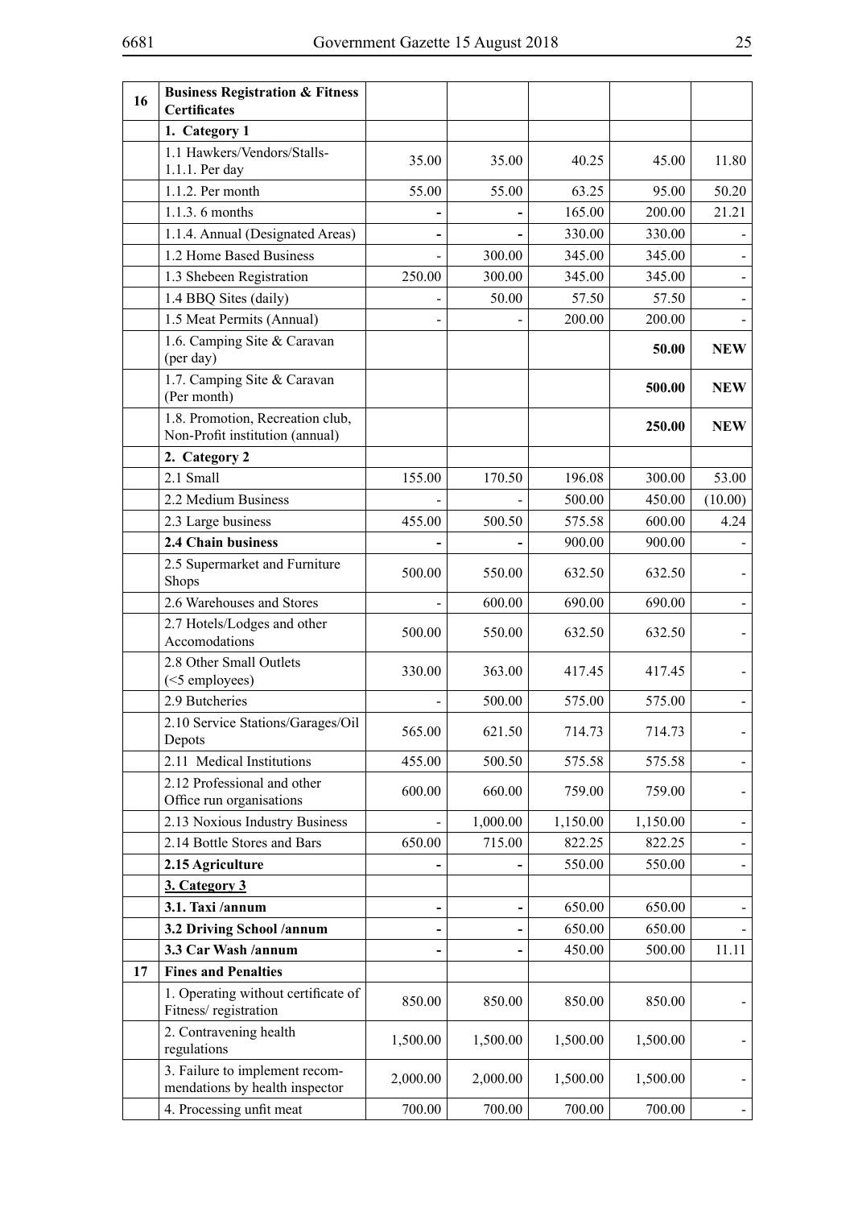| | | | | | | |
|---|---|---|---|---|---|---|
| 16 | **Business Registration & Fitness Certificates** | | | | | |
| | **1. Category 1** | | | | | |
| | 1.1 Hawkers/Vendors/Stalls- 1.1.1. Per day | 35.00 | 35.00 | 40.25 | 45.00 | 11.80 |
| | 1.1.2. Per month | 55.00 | 55.00 | 63.25 | 95.00 | 50.20 |
| | 1.1.3. 6 months | - | - | 165.00 | 200.00 | 21.21 |
| | 1.1.4. Annual (Designated Areas) | - | - | 330.00 | 330.00 | - |
| | 1.2 Home Based Business | - | 300.00 | 345.00 | 345.00 | - |
| | 1.3 Shebeen Registration | 250.00 | 300.00 | 345.00 | 345.00 | - |
| | 1.4 BBQ Sites (daily) | - | 50.00 | 57.50 | 57.50 | - |
| | 1.5 Meat Permits (Annual) | - | - | 200.00 | 200.00 | - |
| | 1.6. Camping Site & Caravan (per day) | | | | **50.00** | **NEW** |
| | 1.7. Camping Site & Caravan (Per month) | | | | **500.00** | **NEW** |
| | 1.8. Promotion, Recreation club, Non-Profit institution (annual) | | | | **250.00** | **NEW** |
| | **2. Category 2** | | | | | |
| | 2.1 Small | 155.00 | 170.50 | 196.08 | 300.00 | 53.00 |
| | 2.2 Medium Business | - | - | 500.00 | 450.00 | (10.00) |
| | 2.3 Large business | 455.00 | 500.50 | 575.58 | 600.00 | 4.24 |
| | **2.4 Chain business** | - | - | 900.00 | 900.00 | - |
| | 2.5 Supermarket and Furniture Shops | 500.00 | 550.00 | 632.50 | 632.50 | - |
| | 2.6 Warehouses and Stores | - | 600.00 | 690.00 | 690.00 | - |
| | 2.7 Hotels/Lodges and other Accomodations | 500.00 | 550.00 | 632.50 | 632.50 | - |
| | 2.8 Other Small Outlets (<5 employees) | 330.00 | 363.00 | 417.45 | 417.45 | - |
| | 2.9 Butcheries | - | 500.00 | 575.00 | 575.00 | - |
| | 2.10 Service Stations/Garages/Oil Depots | 565.00 | 621.50 | 714.73 | 714.73 | - |
| | 2.11 Medical Institutions | 455.00 | 500.50 | 575.58 | 575.58 | - |
| | 2.12 Professional and other Office run organisations | 600.00 | 660.00 | 759.00 | 759.00 | - |
| | 2.13 Noxious Industry Business | - | 1,000.00 | 1,150.00 | 1,150.00 | - |
| | 2.14 Bottle Stores and Bars | 650.00 | 715.00 | 822.25 | 822.25 | - |
| | **2.15 Agriculture** | - | - | 550.00 | 550.00 | - |
| | **3. Category 3** | | | | | |
| | **3.1. Taxi /annum** | - | - | 650.00 | 650.00 | - |
| | **3.2 Driving School /annum** | - | - | 650.00 | 650.00 | - |
| | **3.3 Car Wash /annum** | - | - | 450.00 | 500.00 | 11.11 |
| 17 | **Fines and Penalties** | | | | | |
| | 1. Operating without certificate of Fitness/ registration | 850.00 | 850.00 | 850.00 | 850.00 | - |
| | 2. Contravening health regulations | 1,500.00 | 1,500.00 | 1,500.00 | 1,500.00 | - |
| | 3. Failure to implement recommendations by health inspector | 2,000.00 | 2,000.00 | 1,500.00 | 1,500.00 | - |
| | 4. Processing unfit meat | 700.00 | 700.00 | 700.00 | 700.00 | - |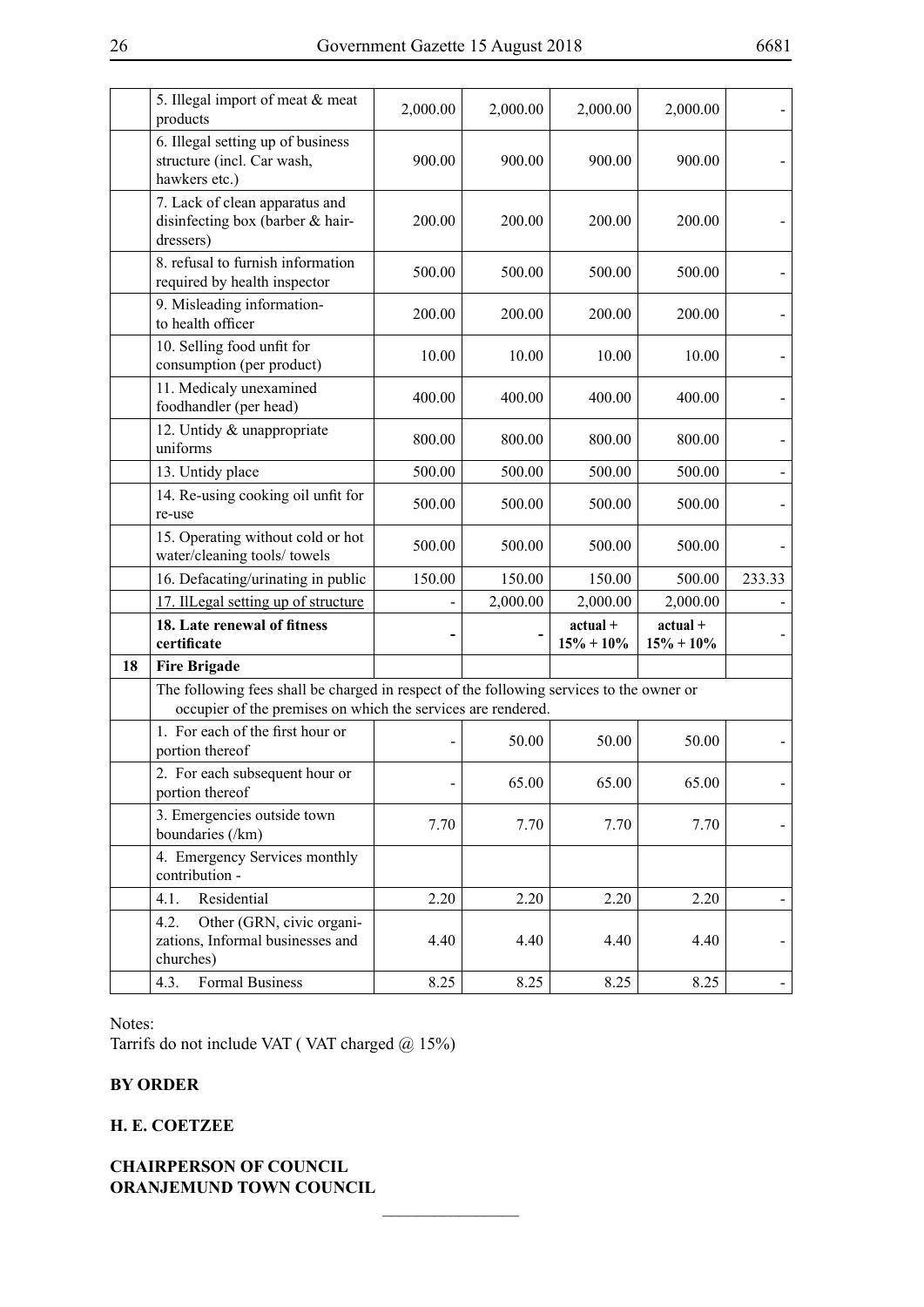| | | | | | | |
|---|---|---|---|---|---|---|
| | 5. Illegal import of meat & meat products | 2,000.00 | 2,000.00 | 2,000.00 | 2,000.00 | - |
| | 6. Illegal setting up of business structure (incl. Car wash, hawkers etc.) | 900.00 | 900.00 | 900.00 | 900.00 | - |
| | 7. Lack of clean apparatus and disinfecting box (barber & hair-dressers) | 200.00 | 200.00 | 200.00 | 200.00 | - |
| | 8. refusal to furnish information required by health inspector | 500.00 | 500.00 | 500.00 | 500.00 | - |
| | 9. Misleading information-to health officer | 200.00 | 200.00 | 200.00 | 200.00 | - |
| | 10. Selling food unfit for consumption (per product) | 10.00 | 10.00 | 10.00 | 10.00 | - |
| | 11. Medicaly unexamined foodhandler (per head) | 400.00 | 400.00 | 400.00 | 400.00 | - |
| | 12. Untidy & unappropriate uniforms | 800.00 | 800.00 | 800.00 | 800.00 | - |
| | 13. Untidy place | 500.00 | 500.00 | 500.00 | 500.00 | - |
| | 14. Re-using cooking oil unfit for re-use | 500.00 | 500.00 | 500.00 | 500.00 | - |
| | 15. Operating without cold or hot water/cleaning tools/ towels | 500.00 | 500.00 | 500.00 | 500.00 | - |
| | 16. Defacating/urinating in public | 150.00 | 150.00 | 150.00 | 500.00 | 233.33 |
| | 17. IlLegal setting up of structure | - | 2,000.00 | 2,000.00 | 2,000.00 | - |
| | **18. Late renewal of fitness certificate** | **-** | **-** | **actual + 15% + 10%** | **actual + 15% + 10%** | - |
| **18** | **Fire Brigade** | | | | | |
| | The following fees shall be charged in respect of the following services to the owner or occupier of the premises on which the services are rendered. | | | | | |
| | 1. For each of the first hour or portion thereof | - | 50.00 | 50.00 | 50.00 | - |
| | 2. For each subsequent hour or portion thereof | - | 65.00 | 65.00 | 65.00 | - |
| | 3. Emergencies outside town boundaries (/km) | 7.70 | 7.70 | 7.70 | 7.70 | - |
| | 4. Emergency Services monthly contribution - | | | | | |
| | 4.1. Residential | 2.20 | 2.20 | 2.20 | 2.20 | - |
| | 4.2. Other (GRN, civic organizations, Informal businesses and churches) | 4.40 | 4.40 | 4.40 | 4.40 | - |
| | 4.3. Formal Business | 8.25 | 8.25 | 8.25 | 8.25 | - |

Notes:
Tarrifs do not include VAT ( VAT charged @ 15%)

**BY ORDER**

**H. E. COETZEE**

**CHAIRPERSON OF COUNCIL**
**ORANJEMUND TOWN COUNCIL**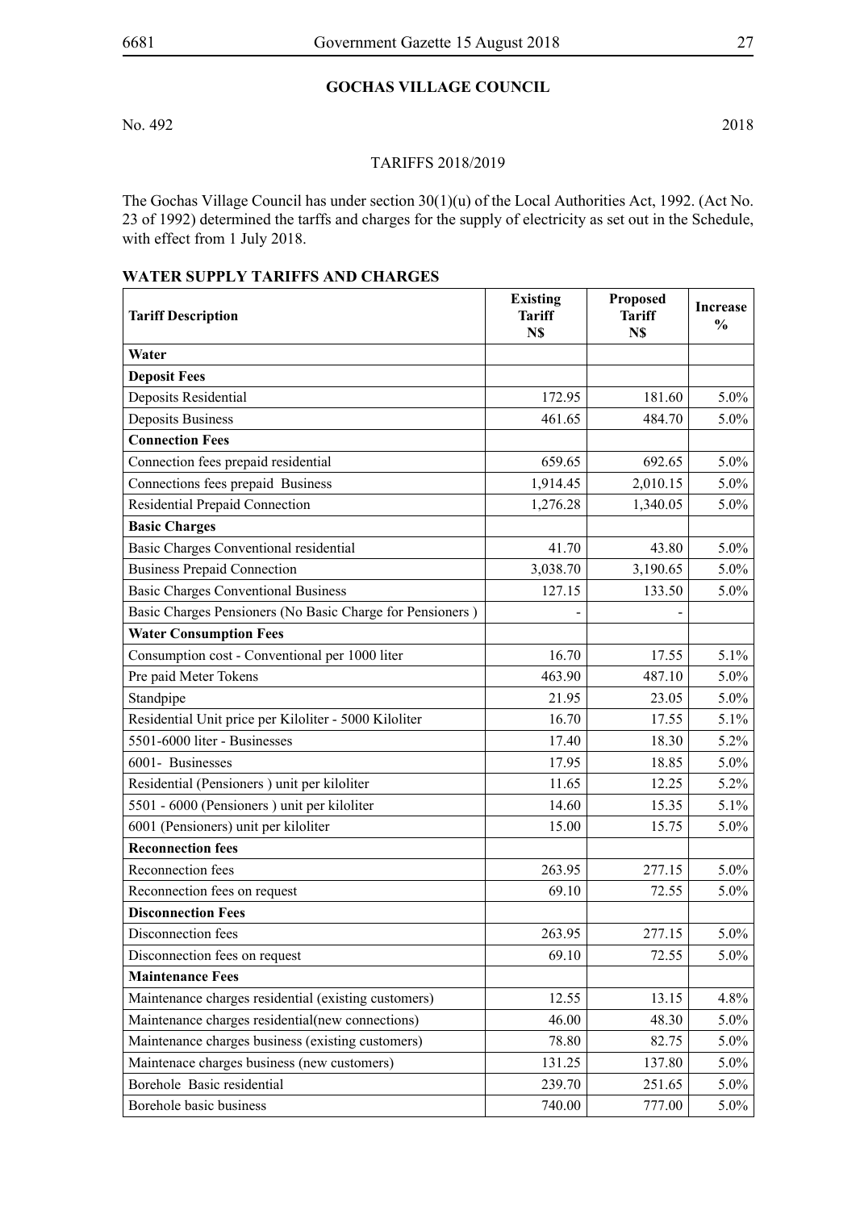## GOCHAS VILLAGE COUNCIL

No. 492 2018

TARIFFS 2018/2019

The Gochas Village Council has under section 30(1)(u) of the Local Authorities Act, 1992. (Act No. 23 of 1992) determined the tarffs and charges for the supply of electricity as set out in the Schedule, with effect from 1 July 2018.

**WATER SUPPLY TARIFFS AND CHARGES**

| Tariff Description | Existing Tariff N$ | Proposed Tariff N$ | Increase % |
|---|---|---|---|
| **Water** | | | |
| **Deposit Fees** | | | |
| Deposits Residential | 172.95 | 181.60 | 5.0% |
| Deposits Business | 461.65 | 484.70 | 5.0% |
| **Connection Fees** | | | |
| Connection fees prepaid residential | 659.65 | 692.65 | 5.0% |
| Connections fees prepaid Business | 1,914.45 | 2,010.15 | 5.0% |
| Residential Prepaid Connection | 1,276.28 | 1,340.05 | 5.0% |
| **Basic Charges** | | | |
| Basic Charges Conventional residential | 41.70 | 43.80 | 5.0% |
| Business Prepaid Connection | 3,038.70 | 3,190.65 | 5.0% |
| Basic Charges Conventional Business | 127.15 | 133.50 | 5.0% |
| Basic Charges Pensioners (No Basic Charge for Pensioners ) | - | - | |
| **Water Consumption Fees** | | | |
| Consumption cost - Conventional per 1000 liter | 16.70 | 17.55 | 5.1% |
| Pre paid Meter Tokens | 463.90 | 487.10 | 5.0% |
| Standpipe | 21.95 | 23.05 | 5.0% |
| Residential Unit price per Kiloliter - 5000 Kiloliter | 16.70 | 17.55 | 5.1% |
| 5501-6000 liter - Businesses | 17.40 | 18.30 | 5.2% |
| 6001- Businesses | 17.95 | 18.85 | 5.0% |
| Residential (Pensioners ) unit per kiloliter | 11.65 | 12.25 | 5.2% |
| 5501 - 6000 (Pensioners ) unit per kiloliter | 14.60 | 15.35 | 5.1% |
| 6001 (Pensioners) unit per kiloliter | 15.00 | 15.75 | 5.0% |
| **Reconnection fees** | | | |
| Reconnection fees | 263.95 | 277.15 | 5.0% |
| Reconnection fees on request | 69.10 | 72.55 | 5.0% |
| **Disconnection Fees** | | | |
| Disconnection fees | 263.95 | 277.15 | 5.0% |
| Disconnection fees on request | 69.10 | 72.55 | 5.0% |
| **Maintenance Fees** | | | |
| Maintenance charges residential (existing customers) | 12.55 | 13.15 | 4.8% |
| Maintenance charges residential(new connections) | 46.00 | 48.30 | 5.0% |
| Maintenance charges business (existing customers) | 78.80 | 82.75 | 5.0% |
| Maintenace charges business (new customers) | 131.25 | 137.80 | 5.0% |
| Borehole Basic residential | 239.70 | 251.65 | 5.0% |
| Borehole basic business | 740.00 | 777.00 | 5.0% |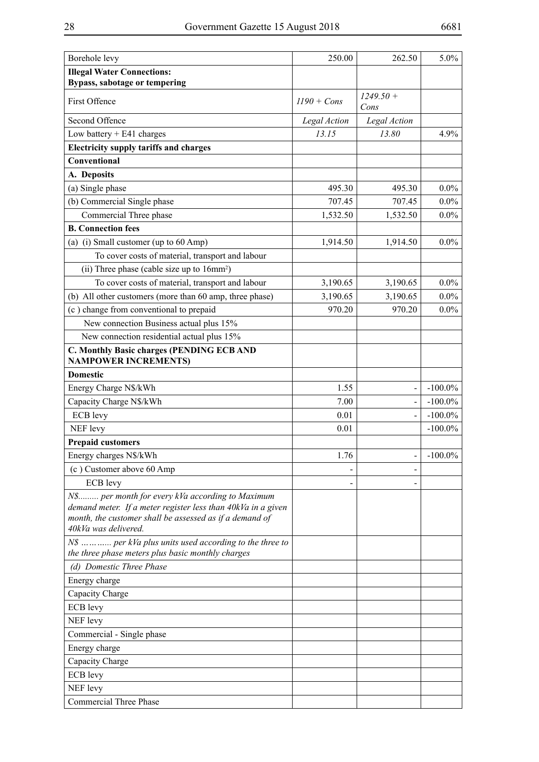| | | | |
|---|---|---|---|
| Borehole levy | 250.00 | 262.50 | 5.0% |
| **Illegal Water Connections: Bypass, sabotage or tempering** | | | |
| First Offence | *1190 + Cons* | *1249.50 + Cons* | |
| Second Offence | *Legal Action* | *Legal Action* | |
| Low battery + E41 charges | *13.15* | *13.80* | 4.9% |
| **Electricity supply tariffs and charges** | | | |
| **Conventional** | | | |
| **A. Deposits** | | | |
| (a) Single phase | 495.30 | 495.30 | 0.0% |
| (b) Commercial Single phase | 707.45 | 707.45 | 0.0% |
| Commercial Three phase | 1,532.50 | 1,532.50 | 0.0% |
| **B. Connection fees** | | | |
| (a) (i) Small customer (up to 60 Amp) | 1,914.50 | 1,914.50 | 0.0% |
| To cover costs of material, transport and labour | | | |
| (ii) Three phase (cable size up to 16mm²) | | | |
| To cover costs of material, transport and labour | 3,190.65 | 3,190.65 | 0.0% |
| (b) All other customers (more than 60 amp, three phase) | 3,190.65 | 3,190.65 | 0.0% |
| (c ) change from conventional to prepaid | 970.20 | 970.20 | 0.0% |
| New connection Business actual plus 15% | | | |
| New connection residential actual plus 15% | | | |
| **C. Monthly Basic charges (PENDING ECB AND NAMPOWER INCREMENTS)** | | | |
| **Domestic** | | | |
| Energy Charge N$/kWh | 1.55 | - | -100.0% |
| Capacity Charge N$/kWh | 7.00 | - | -100.0% |
| ECB levy | 0.01 | - | -100.0% |
| NEF levy | 0.01 | | -100.0% |
| **Prepaid customers** | | | |
| Energy charges N$/kWh | 1.76 | - | -100.0% |
| (c ) Customer above 60 Amp | - | - | |
| ECB levy | - | - | |
| *N$......... per month for every kVa according to Maximum demand meter. If a meter register less than 40kVa in a given month, the customer shall be assessed as if a demand of 40kVa was delivered.* | | | |
| *N$ ………..... per kVa plus units used according to the three to the three phase meters plus basic monthly charges* | | | |
| *(d) Domestic Three Phase* | | | |
| Energy charge | | | |
| Capacity Charge | | | |
| ECB levy | | | |
| NEF levy | | | |
| Commercial - Single phase | | | |
| Energy charge | | | |
| Capacity Charge | | | |
| ECB levy | | | |
| NEF levy | | | |
| Commercial Three Phase | | | |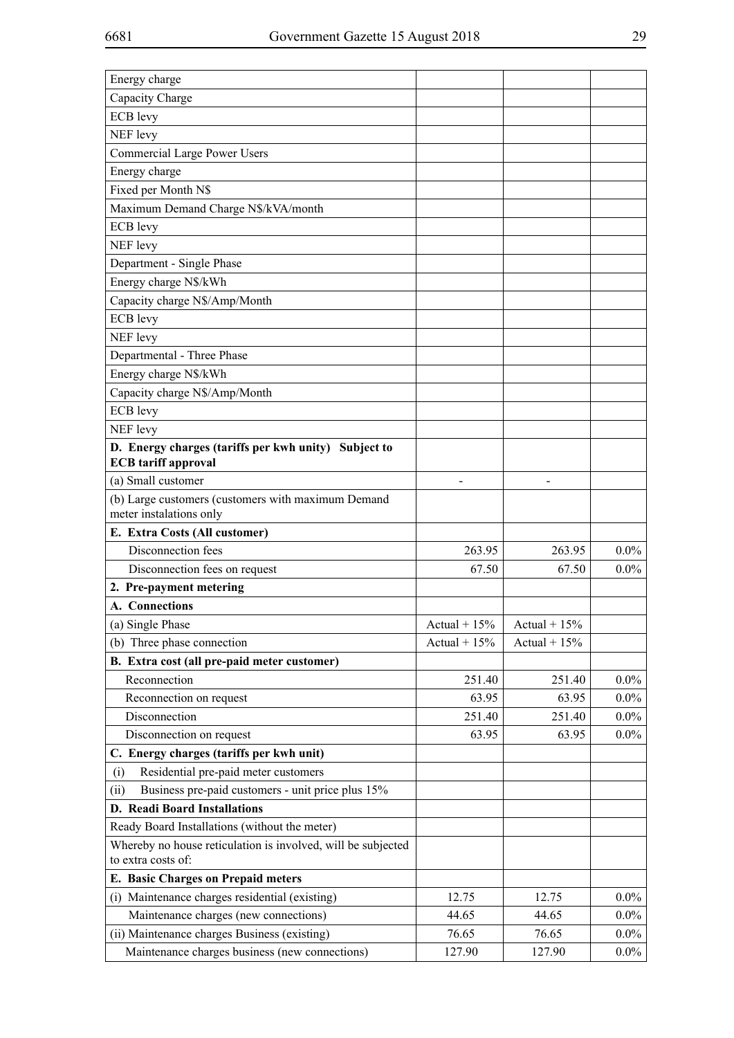| | | | |
|---|---|---|---|
| Energy charge | | | |
| Capacity Charge | | | |
| ECB levy | | | |
| NEF levy | | | |
| Commercial Large Power Users | | | |
| Energy charge | | | |
| Fixed per Month N$ | | | |
| Maximum Demand Charge N$/kVA/month | | | |
| ECB levy | | | |
| NEF levy | | | |
| Department - Single Phase | | | |
| Energy charge N$/kWh | | | |
| Capacity charge N$/Amp/Month | | | |
| ECB levy | | | |
| NEF levy | | | |
| Departmental - Three Phase | | | |
| Energy charge N$/kWh | | | |
| Capacity charge N$/Amp/Month | | | |
| ECB levy | | | |
| NEF levy | | | |
| **D. Energy charges (tariffs per kwh unity) Subject to ECB tariff approval** | | | |
| (a) Small customer | - | - | |
| (b) Large customers (customers with maximum Demand meter instalations only | | | |
| **E. Extra Costs (All customer)** | | | |
| Disconnection fees | 263.95 | 263.95 | 0.0% |
| Disconnection fees on request | 67.50 | 67.50 | 0.0% |
| **2. Pre-payment metering** | | | |
| **A. Connections** | | | |
| (a) Single Phase | Actual + 15% | Actual + 15% | |
| (b) Three phase connection | Actual + 15% | Actual + 15% | |
| **B. Extra cost (all pre-paid meter customer)** | | | |
| Reconnection | 251.40 | 251.40 | 0.0% |
| Reconnection on request | 63.95 | 63.95 | 0.0% |
| Disconnection | 251.40 | 251.40 | 0.0% |
| Disconnection on request | 63.95 | 63.95 | 0.0% |
| **C. Energy charges (tariffs per kwh unit)** | | | |
| (i) Residential pre-paid meter customers | | | |
| (ii) Business pre-paid customers - unit price plus 15% | | | |
| **D. Readi Board Installations** | | | |
| Ready Board Installations (without the meter) | | | |
| Whereby no house reticulation is involved, will be subjected to extra costs of: | | | |
| **E. Basic Charges on Prepaid meters** | | | |
| (i) Maintenance charges residential (existing) | 12.75 | 12.75 | 0.0% |
| Maintenance charges (new connections) | 44.65 | 44.65 | 0.0% |
| (ii) Maintenance charges Business (existing) | 76.65 | 76.65 | 0.0% |
| Maintenance charges business (new connections) | 127.90 | 127.90 | 0.0% |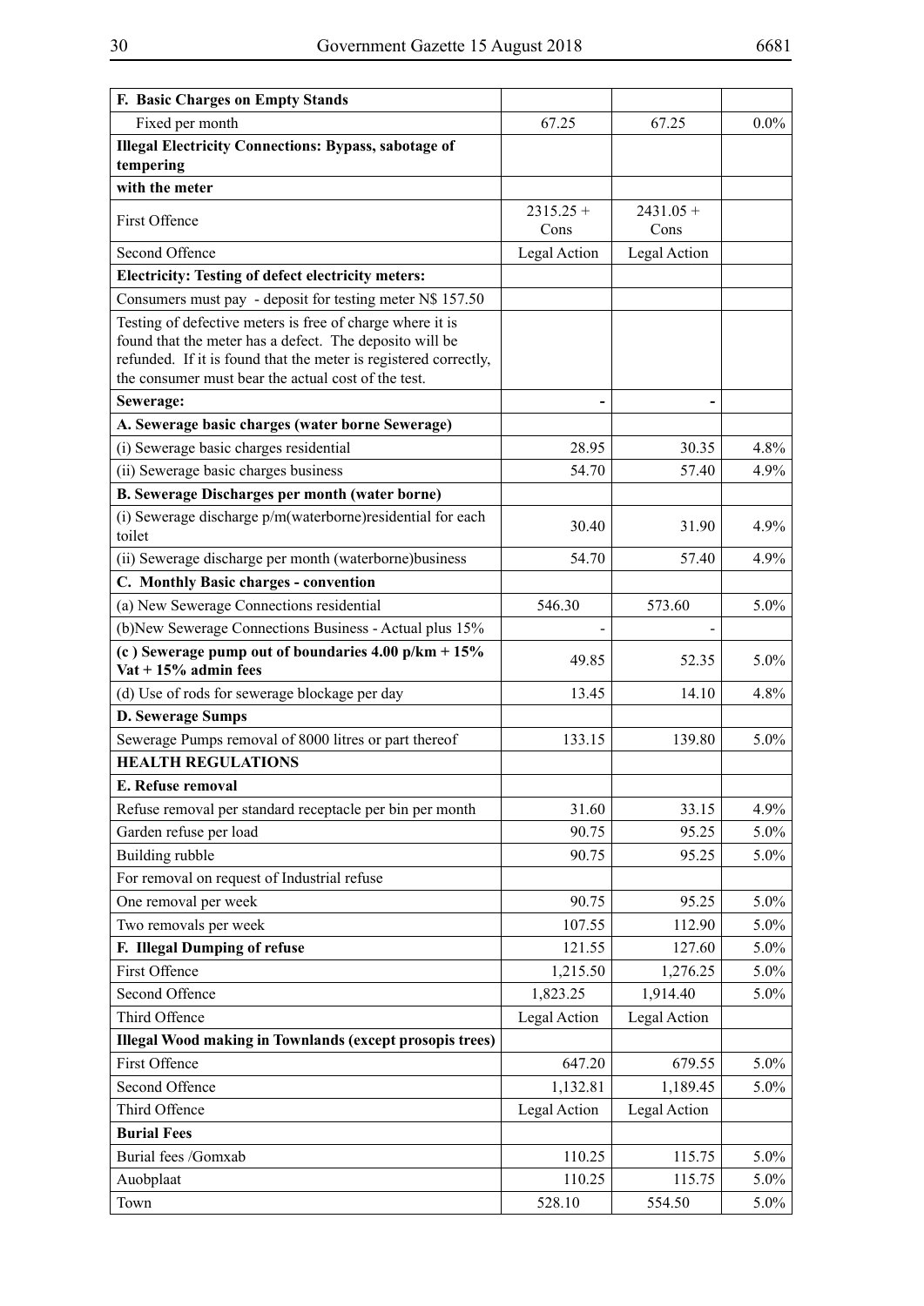| | | | |
|---|---|---|---|
| **F. Basic Charges on Empty Stands** | | | |
| Fixed per month | 67.25 | 67.25 | 0.0% |
| **Illegal Electricity Connections: Bypass, sabotage of tempering** | | | |
| **with the meter** | | | |
| First Offence | 2315.25 + Cons | 2431.05 + Cons | |
| Second Offence | Legal Action | Legal Action | |
| **Electricity: Testing of defect electricity meters:** | | | |
| Consumers must pay - deposit for testing meter N$ 157.50 | | | |
| Testing of defective meters is free of charge where it is found that the meter has a defect. The deposito will be refunded. If it is found that the meter is registered correctly, the consumer must bear the actual cost of the test. | | | |
| **Sewerage:** | - | - | |
| **A. Sewerage basic charges (water borne Sewerage)** | | | |
| (i) Sewerage basic charges residential | 28.95 | 30.35 | 4.8% |
| (ii) Sewerage basic charges business | 54.70 | 57.40 | 4.9% |
| **B. Sewerage Discharges per month (water borne)** | | | |
| (i) Sewerage discharge p/m(waterborne)residential for each toilet | 30.40 | 31.90 | 4.9% |
| (ii) Sewerage discharge per month (waterborne)business | 54.70 | 57.40 | 4.9% |
| **C. Monthly Basic charges - convention** | | | |
| (a) New Sewerage Connections residential | 546.30 | 573.60 | 5.0% |
| (b)New Sewerage Connections Business - Actual plus 15% | - | - | |
| **(c ) Sewerage pump out of boundaries 4.00 p/km + 15% Vat + 15% admin fees** | 49.85 | 52.35 | 5.0% |
| (d) Use of rods for sewerage blockage per day | 13.45 | 14.10 | 4.8% |
| **D. Sewerage Sumps** | | | |
| Sewerage Pumps removal of 8000 litres or part thereof | 133.15 | 139.80 | 5.0% |
| **HEALTH REGULATIONS** | | | |
| **E. Refuse removal** | | | |
| Refuse removal per standard receptacle per bin per month | 31.60 | 33.15 | 4.9% |
| Garden refuse per load | 90.75 | 95.25 | 5.0% |
| Building rubble | 90.75 | 95.25 | 5.0% |
| For removal on request of Industrial refuse | | | |
| One removal per week | 90.75 | 95.25 | 5.0% |
| Two removals per week | 107.55 | 112.90 | 5.0% |
| **F. Illegal Dumping of refuse** | 121.55 | 127.60 | 5.0% |
| First Offence | 1,215.50 | 1,276.25 | 5.0% |
| Second Offence | 1,823.25 | 1,914.40 | 5.0% |
| Third Offence | Legal Action | Legal Action | |
| **Illegal Wood making in Townlands (except prosopis trees)** | | | |
| First Offence | 647.20 | 679.55 | 5.0% |
| Second Offence | 1,132.81 | 1,189.45 | 5.0% |
| Third Offence | Legal Action | Legal Action | |
| **Burial Fees** | | | |
| Burial fees /Gomxab | 110.25 | 115.75 | 5.0% |
| Auobplaat | 110.25 | 115.75 | 5.0% |
| Town | 528.10 | 554.50 | 5.0% |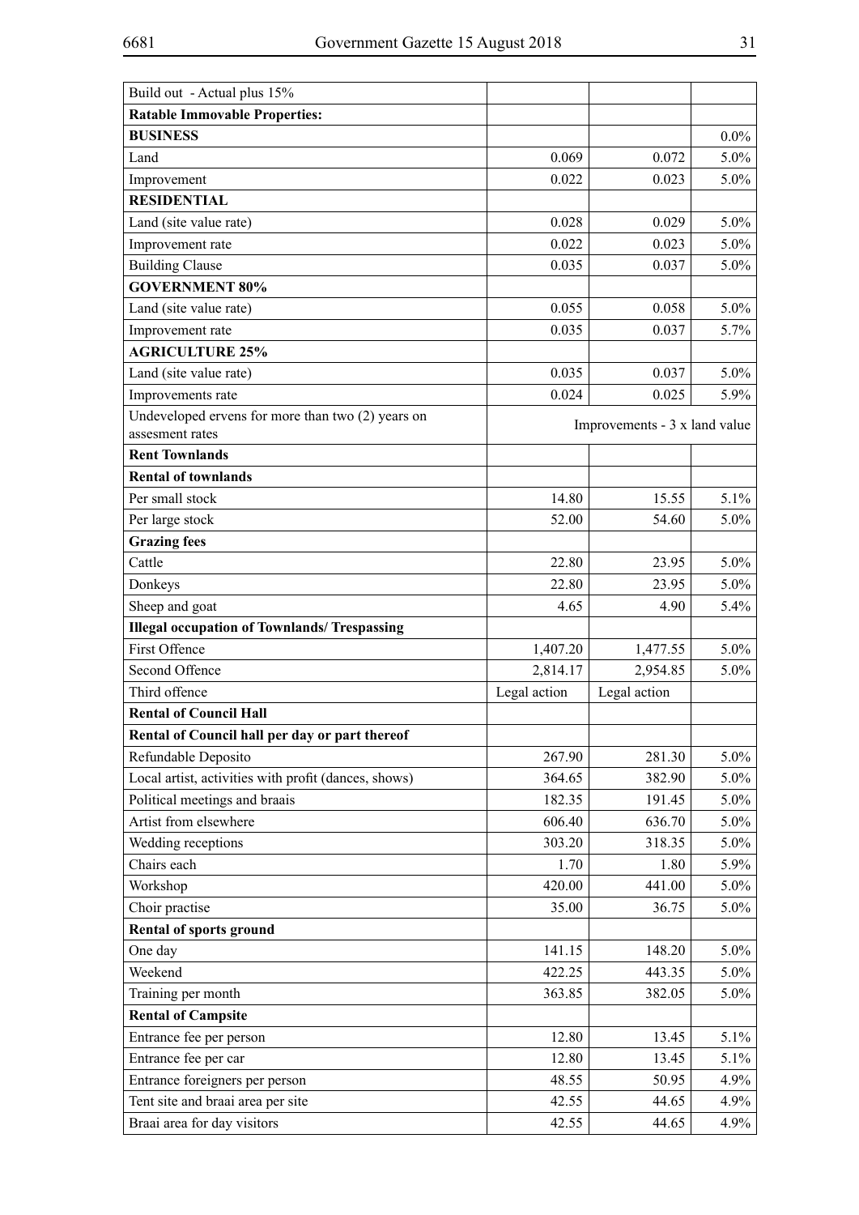| | | | |
|---|---|---|---|
| Build out - Actual plus 15% | | | |
| **Ratable Immovable Properties:** | | | |
| **BUSINESS** | | | 0.0% |
| Land | 0.069 | 0.072 | 5.0% |
| Improvement | 0.022 | 0.023 | 5.0% |
| **RESIDENTIAL** | | | |
| Land (site value rate) | 0.028 | 0.029 | 5.0% |
| Improvement rate | 0.022 | 0.023 | 5.0% |
| Building Clause | 0.035 | 0.037 | 5.0% |
| **GOVERNMENT 80%** | | | |
| Land (site value rate) | 0.055 | 0.058 | 5.0% |
| Improvement rate | 0.035 | 0.037 | 5.7% |
| **AGRICULTURE 25%** | | | |
| Land (site value rate) | 0.035 | 0.037 | 5.0% |
| Improvements rate | 0.024 | 0.025 | 5.9% |
| Undeveloped ervens for more than two (2) years on assesment rates | Improvements - 3 x land value | | |
| **Rent Townlands** | | | |
| **Rental of townlands** | | | |
| Per small stock | 14.80 | 15.55 | 5.1% |
| Per large stock | 52.00 | 54.60 | 5.0% |
| **Grazing fees** | | | |
| Cattle | 22.80 | 23.95 | 5.0% |
| Donkeys | 22.80 | 23.95 | 5.0% |
| Sheep and goat | 4.65 | 4.90 | 5.4% |
| **Illegal occupation of Townlands/ Trespassing** | | | |
| First Offence | 1,407.20 | 1,477.55 | 5.0% |
| Second Offence | 2,814.17 | 2,954.85 | 5.0% |
| Third offence | Legal action | Legal action | |
| **Rental of Council Hall** | | | |
| **Rental of Council hall per day or part thereof** | | | |
| Refundable Deposito | 267.90 | 281.30 | 5.0% |
| Local artist, activities with profit (dances, shows) | 364.65 | 382.90 | 5.0% |
| Political meetings and braais | 182.35 | 191.45 | 5.0% |
| Artist from elsewhere | 606.40 | 636.70 | 5.0% |
| Wedding receptions | 303.20 | 318.35 | 5.0% |
| Chairs each | 1.70 | 1.80 | 5.9% |
| Workshop | 420.00 | 441.00 | 5.0% |
| Choir practise | 35.00 | 36.75 | 5.0% |
| **Rental of sports ground** | | | |
| One day | 141.15 | 148.20 | 5.0% |
| Weekend | 422.25 | 443.35 | 5.0% |
| Training per month | 363.85 | 382.05 | 5.0% |
| **Rental of Campsite** | | | |
| Entrance fee per person | 12.80 | 13.45 | 5.1% |
| Entrance fee per car | 12.80 | 13.45 | 5.1% |
| Entrance foreigners per person | 48.55 | 50.95 | 4.9% |
| Tent site and braai area per site | 42.55 | 44.65 | 4.9% |
| Braai area for day visitors | 42.55 | 44.65 | 4.9% |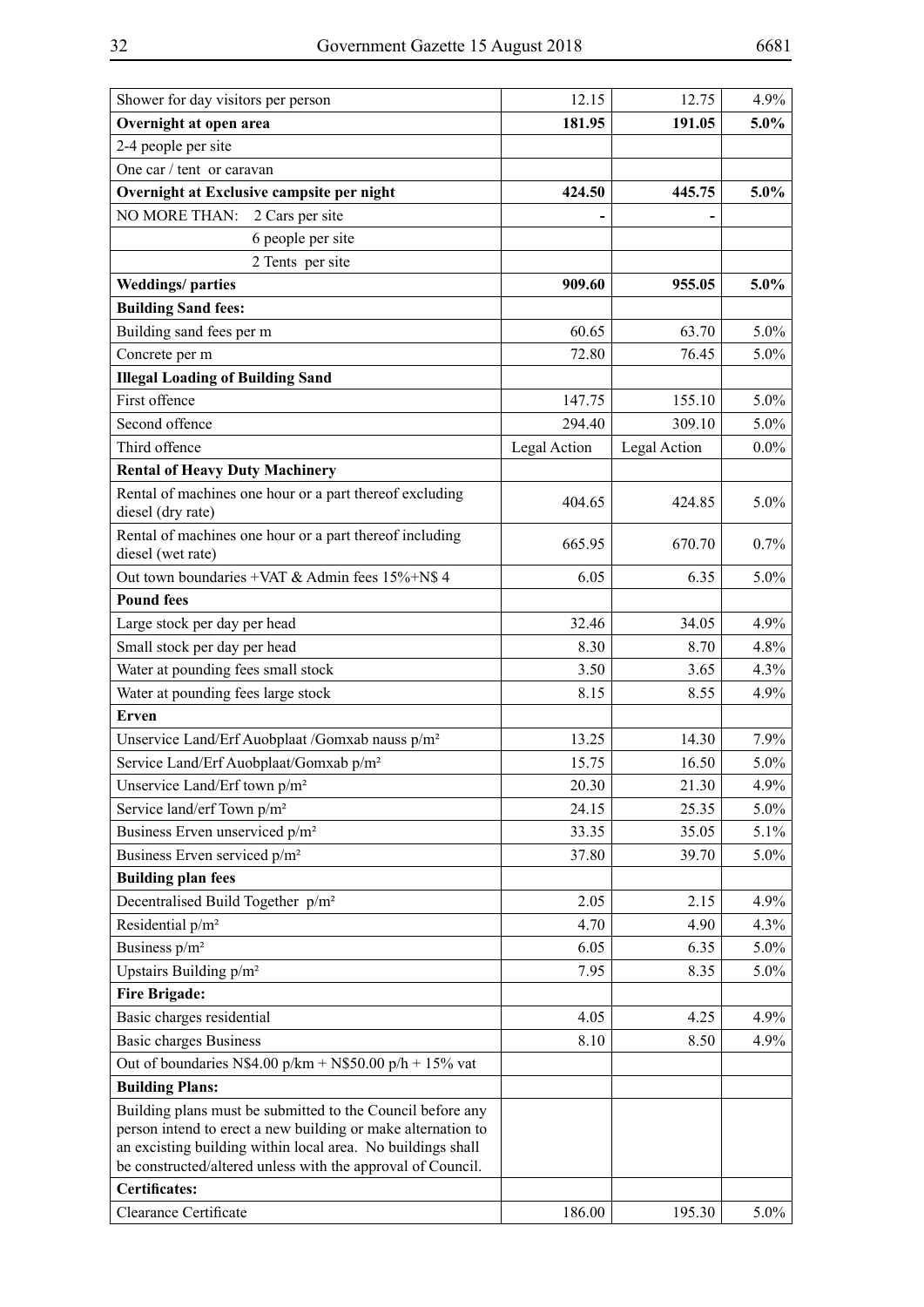| | | | |
|---|---|---|---|
| Shower for day visitors per person | 12.15 | 12.75 | 4.9% |
| **Overnight at open area** | **181.95** | **191.05** | **5.0%** |
| 2-4 people per site | | | |
| One car / tent or caravan | | | |
| **Overnight at Exclusive campsite per night** | **424.50** | **445.75** | **5.0%** |
| NO MORE THAN: 2 Cars per site | - | - | |
| 6 people per site | | | |
| 2 Tents per site | | | |
| **Weddings/ parties** | **909.60** | **955.05** | **5.0%** |
| **Building Sand fees:** | | | |
| Building sand fees per m | 60.65 | 63.70 | 5.0% |
| Concrete per m | 72.80 | 76.45 | 5.0% |
| **Illegal Loading of Building Sand** | | | |
| First offence | 147.75 | 155.10 | 5.0% |
| Second offence | 294.40 | 309.10 | 5.0% |
| Third offence | Legal Action | Legal Action | 0.0% |
| **Rental of Heavy Duty Machinery** | | | |
| Rental of machines one hour or a part thereof excluding diesel (dry rate) | 404.65 | 424.85 | 5.0% |
| Rental of machines one hour or a part thereof including diesel (wet rate) | 665.95 | 670.70 | 0.7% |
| Out town boundaries +VAT & Admin fees 15%+N$ 4 | 6.05 | 6.35 | 5.0% |
| **Pound fees** | | | |
| Large stock per day per head | 32.46 | 34.05 | 4.9% |
| Small stock per day per head | 8.30 | 8.70 | 4.8% |
| Water at pounding fees small stock | 3.50 | 3.65 | 4.3% |
| Water at pounding fees large stock | 8.15 | 8.55 | 4.9% |
| **Erven** | | | |
| Unservice Land/Erf Auobplaat /Gomxab nauss p/m² | 13.25 | 14.30 | 7.9% |
| Service Land/Erf Auobplaat/Gomxab p/m² | 15.75 | 16.50 | 5.0% |
| Unservice Land/Erf town p/m² | 20.30 | 21.30 | 4.9% |
| Service land/erf Town p/m² | 24.15 | 25.35 | 5.0% |
| Business Erven unserviced p/m² | 33.35 | 35.05 | 5.1% |
| Business Erven serviced p/m² | 37.80 | 39.70 | 5.0% |
| **Building plan fees** | | | |
| Decentralised Build Together p/m² | 2.05 | 2.15 | 4.9% |
| Residential p/m² | 4.70 | 4.90 | 4.3% |
| Business p/m² | 6.05 | 6.35 | 5.0% |
| Upstairs Building p/m² | 7.95 | 8.35 | 5.0% |
| **Fire Brigade:** | | | |
| Basic charges residential | 4.05 | 4.25 | 4.9% |
| Basic charges Business | 8.10 | 8.50 | 4.9% |
| Out of boundaries N$4.00 p/km + N$50.00 p/h + 15% vat | | | |
| **Building Plans:** | | | |
| Building plans must be submitted to the Council before any person intend to erect a new building or make alternation to an excisting building within local area. No buildings shall be constructed/altered unless with the approval of Council. | | | |
| **Certificates:** | | | |
| Clearance Certificate | 186.00 | 195.30 | 5.0% |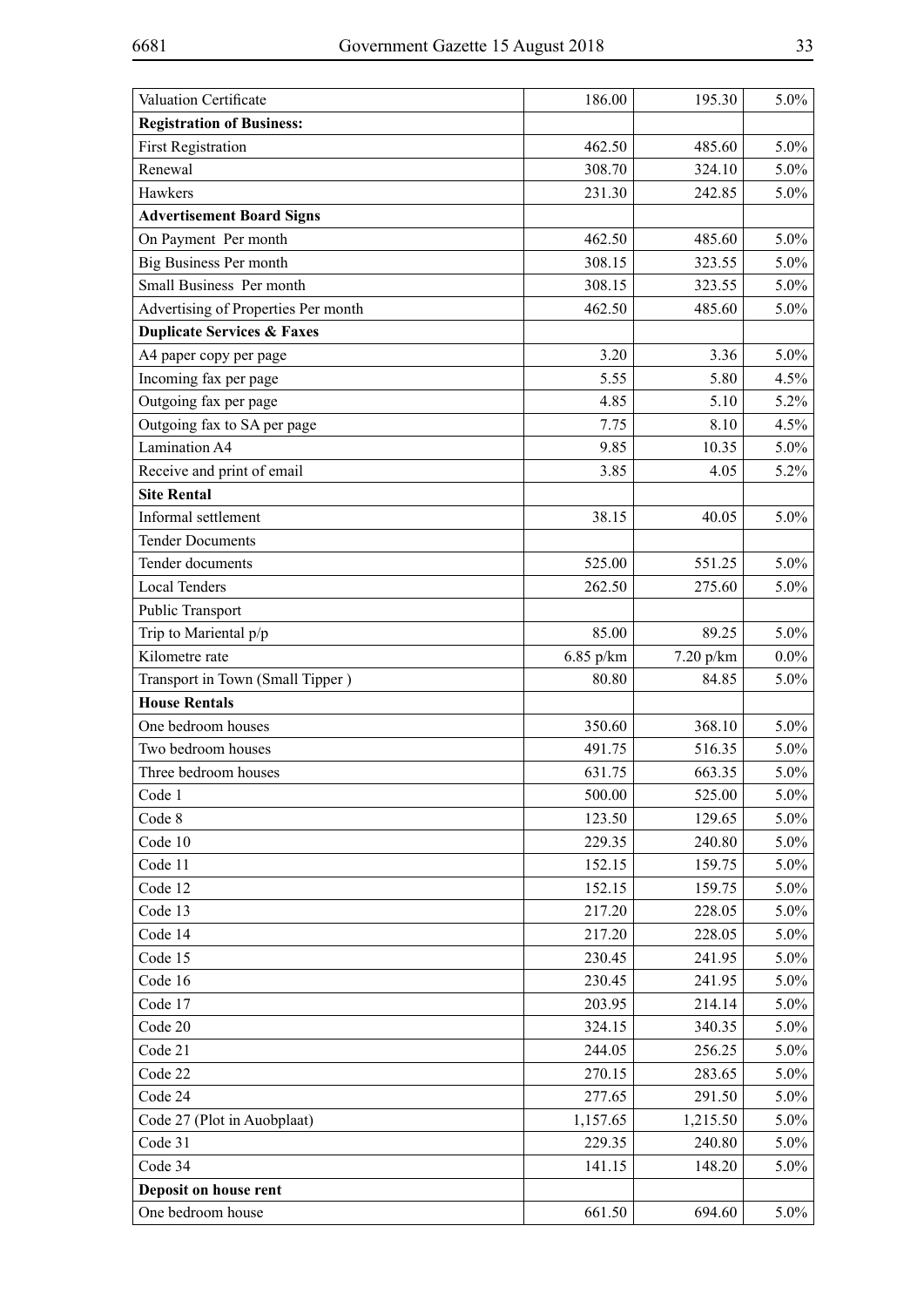| | | | |
|---|---|---|---|
| Valuation Certificate | 186.00 | 195.30 | 5.0% |
| **Registration of Business:** | | | |
| First Registration | 462.50 | 485.60 | 5.0% |
| Renewal | 308.70 | 324.10 | 5.0% |
| Hawkers | 231.30 | 242.85 | 5.0% |
| **Advertisement Board Signs** | | | |
| On Payment Per month | 462.50 | 485.60 | 5.0% |
| Big Business Per month | 308.15 | 323.55 | 5.0% |
| Small Business Per month | 308.15 | 323.55 | 5.0% |
| Advertising of Properties Per month | 462.50 | 485.60 | 5.0% |
| **Duplicate Services & Faxes** | | | |
| A4 paper copy per page | 3.20 | 3.36 | 5.0% |
| Incoming fax per page | 5.55 | 5.80 | 4.5% |
| Outgoing fax per page | 4.85 | 5.10 | 5.2% |
| Outgoing fax to SA per page | 7.75 | 8.10 | 4.5% |
| Lamination A4 | 9.85 | 10.35 | 5.0% |
| Receive and print of email | 3.85 | 4.05 | 5.2% |
| **Site Rental** | | | |
| Informal settlement | 38.15 | 40.05 | 5.0% |
| Tender Documents | | | |
| Tender documents | 525.00 | 551.25 | 5.0% |
| Local Tenders | 262.50 | 275.60 | 5.0% |
| Public Transport | | | |
| Trip to Mariental p/p | 85.00 | 89.25 | 5.0% |
| Kilometre rate | 6.85 p/km | 7.20 p/km | 0.0% |
| Transport in Town (Small Tipper ) | 80.80 | 84.85 | 5.0% |
| **House Rentals** | | | |
| One bedroom houses | 350.60 | 368.10 | 5.0% |
| Two bedroom houses | 491.75 | 516.35 | 5.0% |
| Three bedroom houses | 631.75 | 663.35 | 5.0% |
| Code 1 | 500.00 | 525.00 | 5.0% |
| Code 8 | 123.50 | 129.65 | 5.0% |
| Code 10 | 229.35 | 240.80 | 5.0% |
| Code 11 | 152.15 | 159.75 | 5.0% |
| Code 12 | 152.15 | 159.75 | 5.0% |
| Code 13 | 217.20 | 228.05 | 5.0% |
| Code 14 | 217.20 | 228.05 | 5.0% |
| Code 15 | 230.45 | 241.95 | 5.0% |
| Code 16 | 230.45 | 241.95 | 5.0% |
| Code 17 | 203.95 | 214.14 | 5.0% |
| Code 20 | 324.15 | 340.35 | 5.0% |
| Code 21 | 244.05 | 256.25 | 5.0% |
| Code 22 | 270.15 | 283.65 | 5.0% |
| Code 24 | 277.65 | 291.50 | 5.0% |
| Code 27 (Plot in Auobplaat) | 1,157.65 | 1,215.50 | 5.0% |
| Code 31 | 229.35 | 240.80 | 5.0% |
| Code 34 | 141.15 | 148.20 | 5.0% |
| **Deposit on house rent** | | | |
| One bedroom house | 661.50 | 694.60 | 5.0% |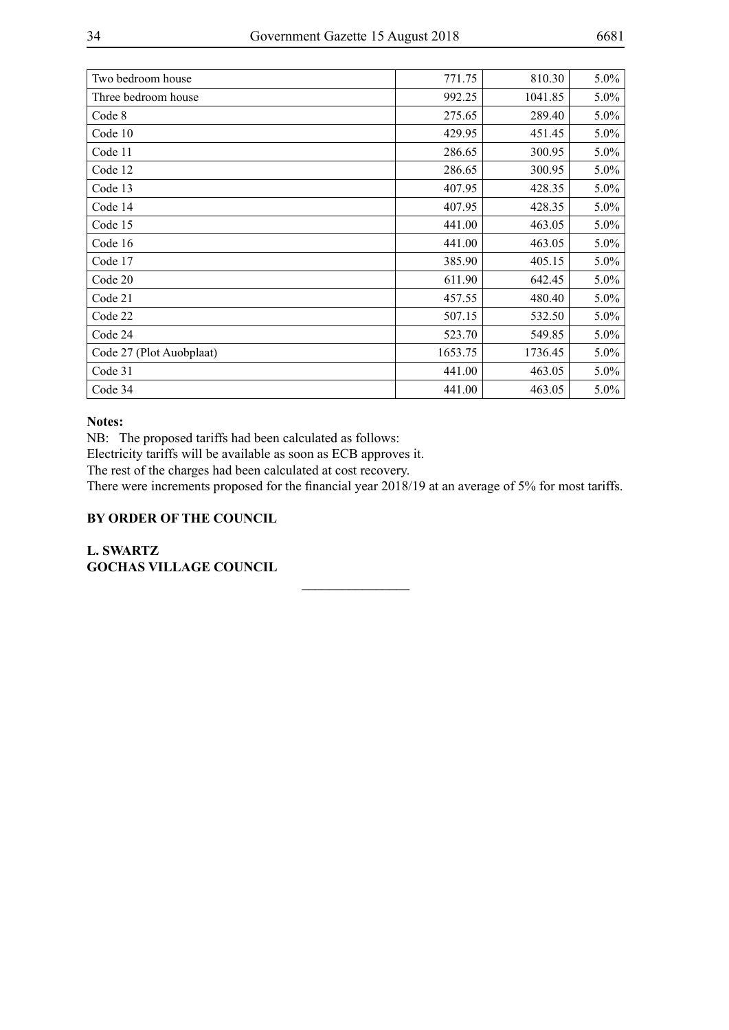| | | | |
|---|---|---|---|
| Two bedroom house | 771.75 | 810.30 | 5.0% |
| Three bedroom house | 992.25 | 1041.85 | 5.0% |
| Code 8 | 275.65 | 289.40 | 5.0% |
| Code 10 | 429.95 | 451.45 | 5.0% |
| Code 11 | 286.65 | 300.95 | 5.0% |
| Code 12 | 286.65 | 300.95 | 5.0% |
| Code 13 | 407.95 | 428.35 | 5.0% |
| Code 14 | 407.95 | 428.35 | 5.0% |
| Code 15 | 441.00 | 463.05 | 5.0% |
| Code 16 | 441.00 | 463.05 | 5.0% |
| Code 17 | 385.90 | 405.15 | 5.0% |
| Code 20 | 611.90 | 642.45 | 5.0% |
| Code 21 | 457.55 | 480.40 | 5.0% |
| Code 22 | 507.15 | 532.50 | 5.0% |
| Code 24 | 523.70 | 549.85 | 5.0% |
| Code 27 (Plot Auobplaat) | 1653.75 | 1736.45 | 5.0% |
| Code 31 | 441.00 | 463.05 | 5.0% |
| Code 34 | 441.00 | 463.05 | 5.0% |

**Notes:**

NB: The proposed tariffs had been calculated as follows:

Electricity tariffs will be available as soon as ECB approves it.

The rest of the charges had been calculated at cost recovery.

There were increments proposed for the financial year 2018/19 at an average of 5% for most tariffs.

**BY ORDER OF THE COUNCIL**

**L. SWARTZ**
**GOCHAS VILLAGE COUNCIL**